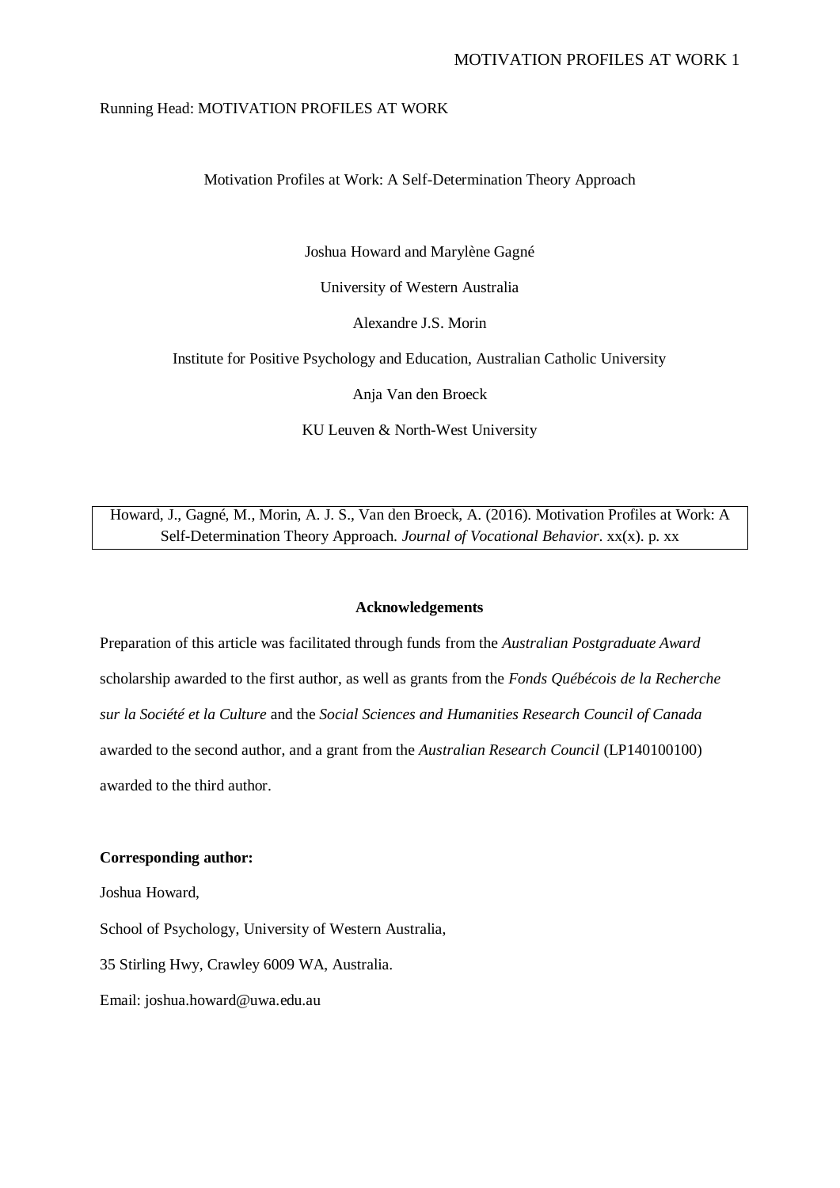Running Head: MOTIVATION PROFILES AT WORK

# Motivation Profiles at Work: A Self-Determination Theory Approach

Joshua Howard and Marylène Gagné

University of Western Australia

Alexandre J.S. Morin

Institute for Positive Psychology and Education, Australian Catholic University

Anja Van den Broeck

KU Leuven & North-West University

Howard, J., Gagné, M., Morin, A. J. S., Van den Broeck, A. (2016). Motivation Profiles at Work: A Self-Determination Theory Approach. *Journal of Vocational Behavior*. xx(x). p. xx

**Acknowledgements**

Preparation of this article was facilitated through funds from the *Australian Postgraduate Award* scholarship awarded to the first author, as well as grants from the *Fonds Québécois de la Recherche sur la Société et la Culture* and the *Social Sciences and Humanities Research Council of Canada* awarded to the second author, and a grant from the *Australian Research Council* (LP140100100) awarded to the third author.

**Corresponding author:**

Joshua Howard,

School of Psychology, University of Western Australia,

35 Stirling Hwy, Crawley 6009 WA, Australia.

Email: joshua.howard@uwa.edu.au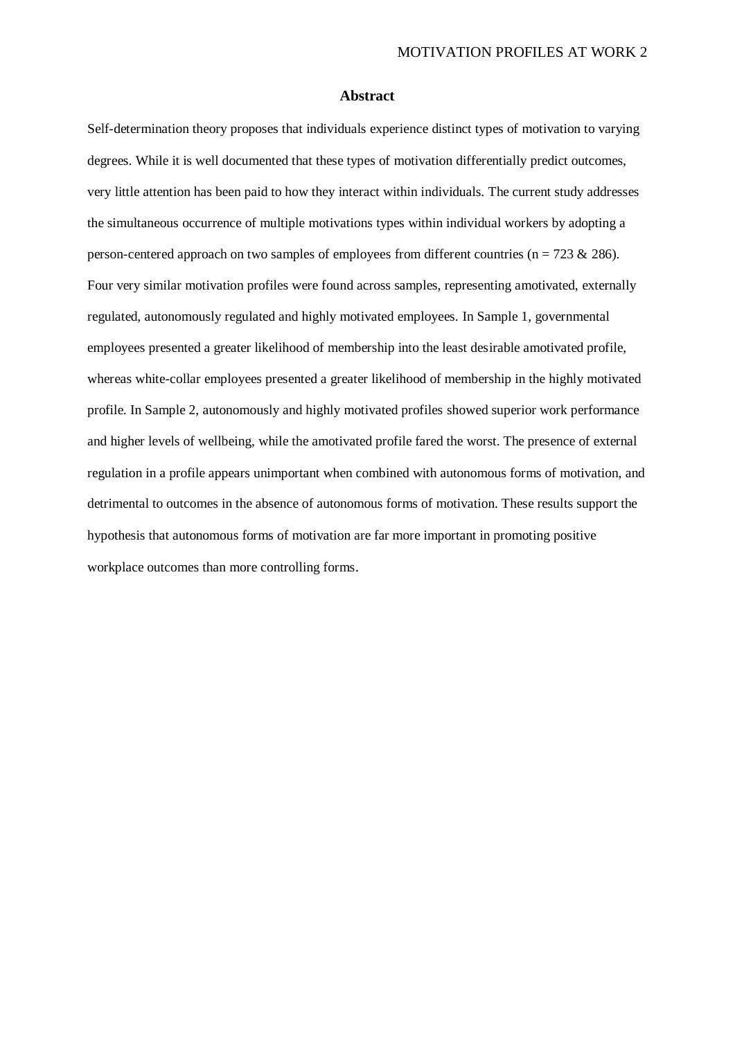## Abstract

Self-determination theory proposes that individuals experience distinct types of motivation to varying degrees. While it is well documented that these types of motivation differentially predict outcomes, very little attention has been paid to how they interact within individuals. The current study addresses the simultaneous occurrence of multiple motivations types within individual workers by adopting a person-centered approach on two samples of employees from different countries (n = 723 & 286). Four very similar motivation profiles were found across samples, representing amotivated, externally regulated, autonomously regulated and highly motivated employees. In Sample 1, governmental employees presented a greater likelihood of membership into the least desirable amotivated profile, whereas white-collar employees presented a greater likelihood of membership in the highly motivated profile. In Sample 2, autonomously and highly motivated profiles showed superior work performance and higher levels of wellbeing, while the amotivated profile fared the worst. The presence of external regulation in a profile appears unimportant when combined with autonomous forms of motivation, and detrimental to outcomes in the absence of autonomous forms of motivation. These results support the hypothesis that autonomous forms of motivation are far more important in promoting positive workplace outcomes than more controlling forms.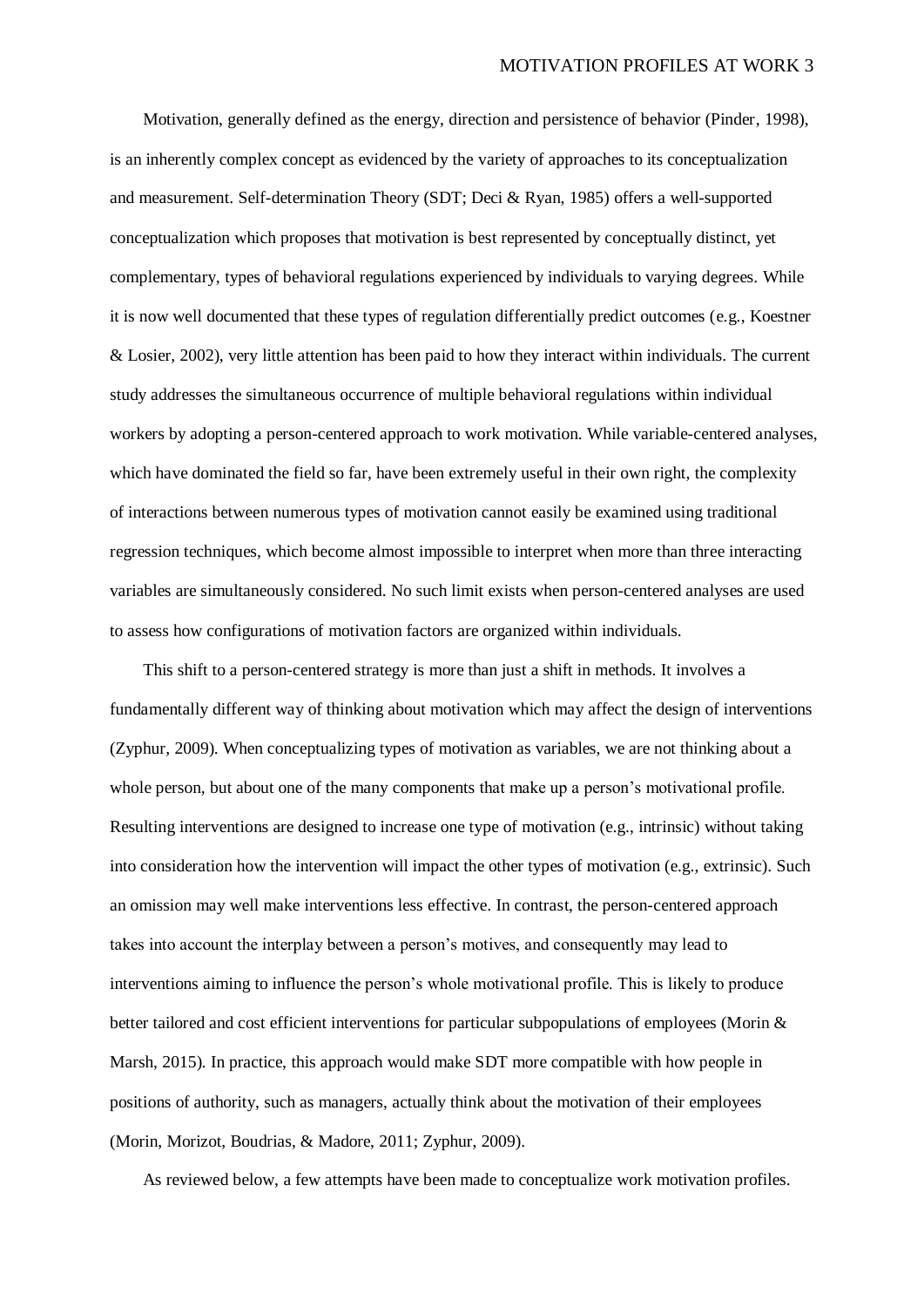Motivation, generally defined as the energy, direction and persistence of behavior (Pinder, 1998), is an inherently complex concept as evidenced by the variety of approaches to its conceptualization and measurement. Self-determination Theory (SDT; Deci & Ryan, 1985) offers a well-supported conceptualization which proposes that motivation is best represented by conceptually distinct, yet complementary, types of behavioral regulations experienced by individuals to varying degrees. While it is now well documented that these types of regulation differentially predict outcomes (e.g., Koestner & Losier, 2002), very little attention has been paid to how they interact within individuals. The current study addresses the simultaneous occurrence of multiple behavioral regulations within individual workers by adopting a person-centered approach to work motivation. While variable-centered analyses, which have dominated the field so far, have been extremely useful in their own right, the complexity of interactions between numerous types of motivation cannot easily be examined using traditional regression techniques, which become almost impossible to interpret when more than three interacting variables are simultaneously considered. No such limit exists when person-centered analyses are used to assess how configurations of motivation factors are organized within individuals.

This shift to a person-centered strategy is more than just a shift in methods. It involves a fundamentally different way of thinking about motivation which may affect the design of interventions (Zyphur, 2009). When conceptualizing types of motivation as variables, we are not thinking about a whole person, but about one of the many components that make up a person's motivational profile. Resulting interventions are designed to increase one type of motivation (e.g., intrinsic) without taking into consideration how the intervention will impact the other types of motivation (e.g., extrinsic). Such an omission may well make interventions less effective. In contrast, the person-centered approach takes into account the interplay between a person's motives, and consequently may lead to interventions aiming to influence the person's whole motivational profile. This is likely to produce better tailored and cost efficient interventions for particular subpopulations of employees (Morin & Marsh, 2015). In practice, this approach would make SDT more compatible with how people in positions of authority, such as managers, actually think about the motivation of their employees (Morin, Morizot, Boudrias, & Madore, 2011; Zyphur, 2009).

As reviewed below, a few attempts have been made to conceptualize work motivation profiles.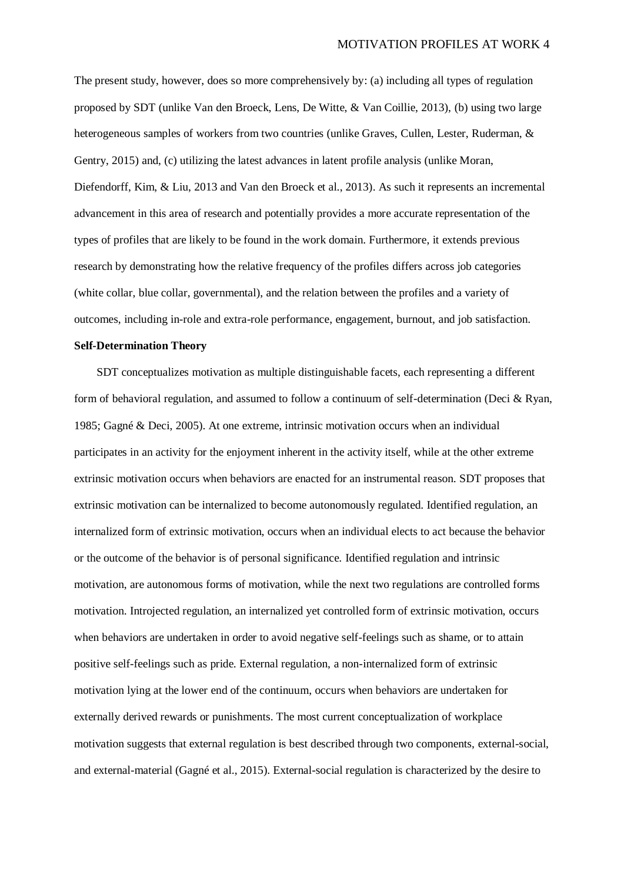The present study, however, does so more comprehensively by: (a) including all types of regulation proposed by SDT (unlike Van den Broeck, Lens, De Witte, & Van Coillie, 2013), (b) using two large heterogeneous samples of workers from two countries (unlike Graves, Cullen, Lester, Ruderman, & Gentry, 2015) and, (c) utilizing the latest advances in latent profile analysis (unlike Moran, Diefendorff, Kim, & Liu, 2013 and Van den Broeck et al., 2013). As such it represents an incremental advancement in this area of research and potentially provides a more accurate representation of the types of profiles that are likely to be found in the work domain. Furthermore, it extends previous research by demonstrating how the relative frequency of the profiles differs across job categories (white collar, blue collar, governmental), and the relation between the profiles and a variety of outcomes, including in-role and extra-role performance, engagement, burnout, and job satisfaction.

**Self-Determination Theory**

SDT conceptualizes motivation as multiple distinguishable facets, each representing a different form of behavioral regulation, and assumed to follow a continuum of self-determination (Deci & Ryan, 1985; Gagné & Deci, 2005). At one extreme, intrinsic motivation occurs when an individual participates in an activity for the enjoyment inherent in the activity itself, while at the other extreme extrinsic motivation occurs when behaviors are enacted for an instrumental reason. SDT proposes that extrinsic motivation can be internalized to become autonomously regulated. Identified regulation, an internalized form of extrinsic motivation, occurs when an individual elects to act because the behavior or the outcome of the behavior is of personal significance. Identified regulation and intrinsic motivation, are autonomous forms of motivation, while the next two regulations are controlled forms motivation. Introjected regulation, an internalized yet controlled form of extrinsic motivation, occurs when behaviors are undertaken in order to avoid negative self-feelings such as shame, or to attain positive self-feelings such as pride. External regulation, a non-internalized form of extrinsic motivation lying at the lower end of the continuum, occurs when behaviors are undertaken for externally derived rewards or punishments. The most current conceptualization of workplace motivation suggests that external regulation is best described through two components, external-social, and external-material (Gagné et al., 2015). External-social regulation is characterized by the desire to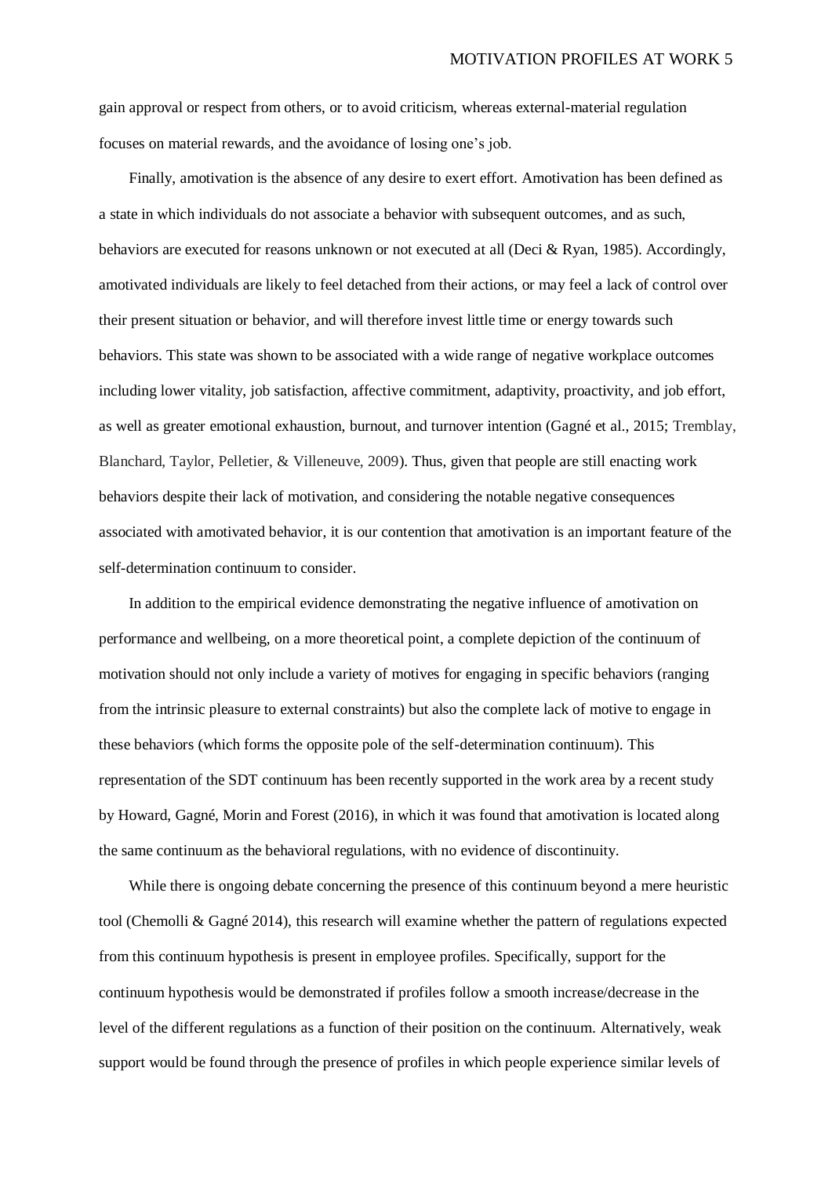gain approval or respect from others, or to avoid criticism, whereas external-material regulation focuses on material rewards, and the avoidance of losing one's job.

Finally, amotivation is the absence of any desire to exert effort. Amotivation has been defined as a state in which individuals do not associate a behavior with subsequent outcomes, and as such, behaviors are executed for reasons unknown or not executed at all (Deci & Ryan, 1985). Accordingly, amotivated individuals are likely to feel detached from their actions, or may feel a lack of control over their present situation or behavior, and will therefore invest little time or energy towards such behaviors. This state was shown to be associated with a wide range of negative workplace outcomes including lower vitality, job satisfaction, affective commitment, adaptivity, proactivity, and job effort, as well as greater emotional exhaustion, burnout, and turnover intention (Gagné et al., 2015; Tremblay, Blanchard, Taylor, Pelletier, & Villeneuve, 2009). Thus, given that people are still enacting work behaviors despite their lack of motivation, and considering the notable negative consequences associated with amotivated behavior, it is our contention that amotivation is an important feature of the self-determination continuum to consider.

In addition to the empirical evidence demonstrating the negative influence of amotivation on performance and wellbeing, on a more theoretical point, a complete depiction of the continuum of motivation should not only include a variety of motives for engaging in specific behaviors (ranging from the intrinsic pleasure to external constraints) but also the complete lack of motive to engage in these behaviors (which forms the opposite pole of the self-determination continuum). This representation of the SDT continuum has been recently supported in the work area by a recent study by Howard, Gagné, Morin and Forest (2016), in which it was found that amotivation is located along the same continuum as the behavioral regulations, with no evidence of discontinuity.

While there is ongoing debate concerning the presence of this continuum beyond a mere heuristic tool (Chemolli & Gagné 2014), this research will examine whether the pattern of regulations expected from this continuum hypothesis is present in employee profiles. Specifically, support for the continuum hypothesis would be demonstrated if profiles follow a smooth increase/decrease in the level of the different regulations as a function of their position on the continuum. Alternatively, weak support would be found through the presence of profiles in which people experience similar levels of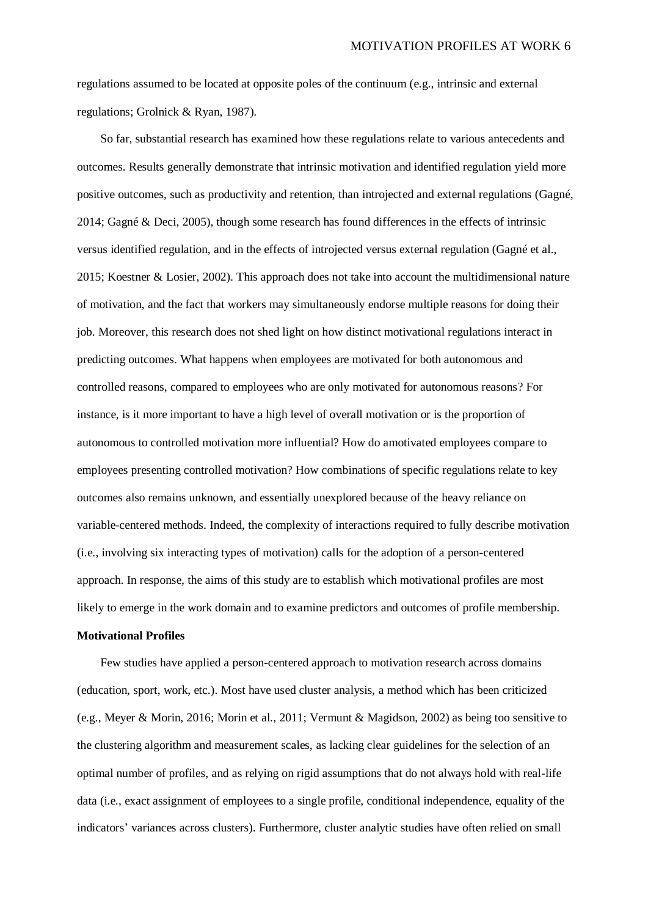regulations assumed to be located at opposite poles of the continuum (e.g., intrinsic and external regulations; Grolnick & Ryan, 1987).

So far, substantial research has examined how these regulations relate to various antecedents and outcomes. Results generally demonstrate that intrinsic motivation and identified regulation yield more positive outcomes, such as productivity and retention, than introjected and external regulations (Gagné, 2014; Gagné & Deci, 2005), though some research has found differences in the effects of intrinsic versus identified regulation, and in the effects of introjected versus external regulation (Gagné et al., 2015; Koestner & Losier, 2002). This approach does not take into account the multidimensional nature of motivation, and the fact that workers may simultaneously endorse multiple reasons for doing their job. Moreover, this research does not shed light on how distinct motivational regulations interact in predicting outcomes. What happens when employees are motivated for both autonomous and controlled reasons, compared to employees who are only motivated for autonomous reasons? For instance, is it more important to have a high level of overall motivation or is the proportion of autonomous to controlled motivation more influential? How do amotivated employees compare to employees presenting controlled motivation? How combinations of specific regulations relate to key outcomes also remains unknown, and essentially unexplored because of the heavy reliance on variable-centered methods. Indeed, the complexity of interactions required to fully describe motivation (i.e., involving six interacting types of motivation) calls for the adoption of a person-centered approach. In response, the aims of this study are to establish which motivational profiles are most likely to emerge in the work domain and to examine predictors and outcomes of profile membership.

**Motivational Profiles**

Few studies have applied a person-centered approach to motivation research across domains (education, sport, work, etc.). Most have used cluster analysis, a method which has been criticized (e.g., Meyer & Morin, 2016; Morin et al., 2011; Vermunt & Magidson, 2002) as being too sensitive to the clustering algorithm and measurement scales, as lacking clear guidelines for the selection of an optimal number of profiles, and as relying on rigid assumptions that do not always hold with real-life data (i.e., exact assignment of employees to a single profile, conditional independence, equality of the indicators' variances across clusters). Furthermore, cluster analytic studies have often relied on small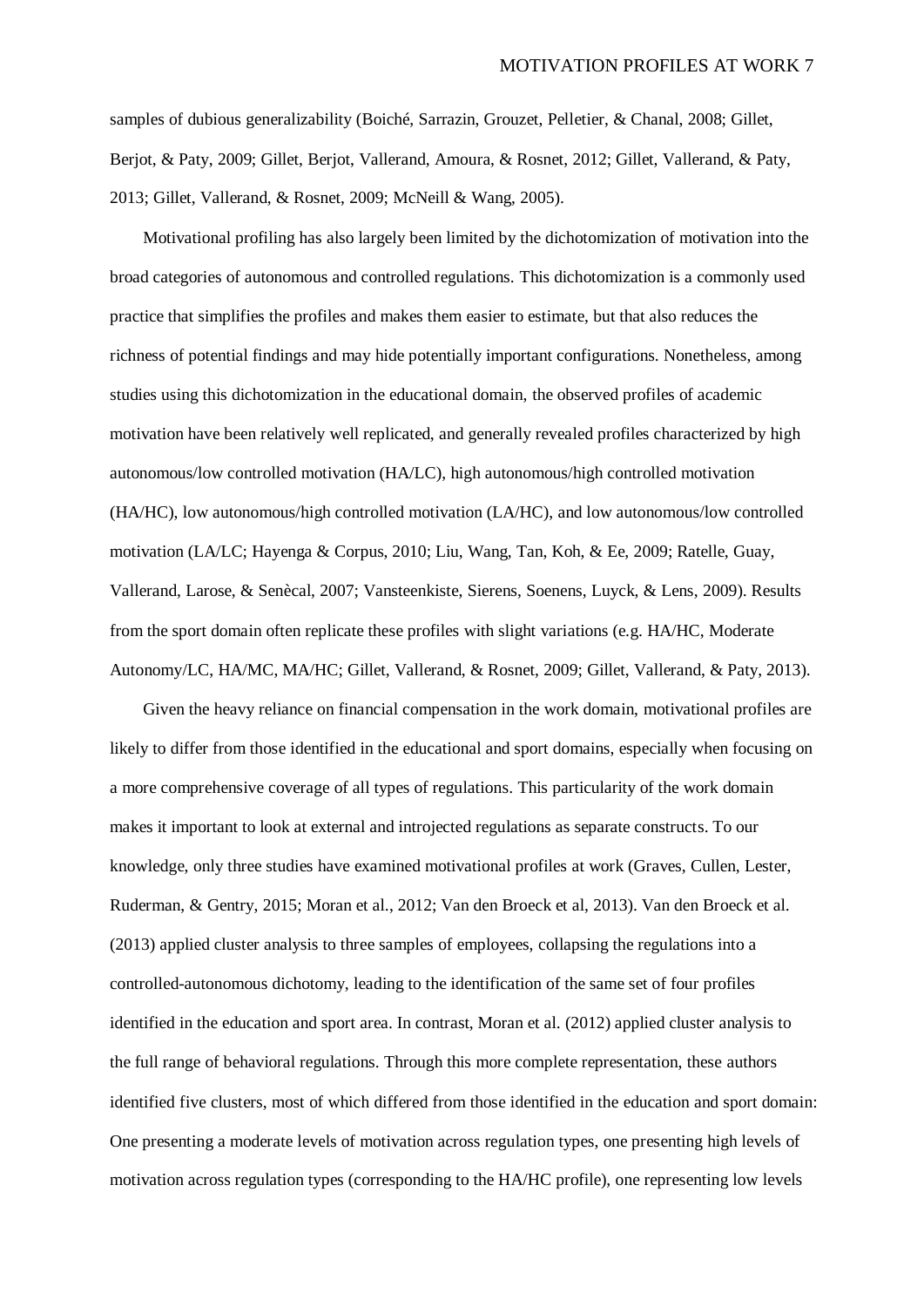samples of dubious generalizability (Boiché, Sarrazin, Grouzet, Pelletier, & Chanal, 2008; Gillet, Berjot, & Paty, 2009; Gillet, Berjot, Vallerand, Amoura, & Rosnet, 2012; Gillet, Vallerand, & Paty, 2013; Gillet, Vallerand, & Rosnet, 2009; McNeill & Wang, 2005).

Motivational profiling has also largely been limited by the dichotomization of motivation into the broad categories of autonomous and controlled regulations. This dichotomization is a commonly used practice that simplifies the profiles and makes them easier to estimate, but that also reduces the richness of potential findings and may hide potentially important configurations. Nonetheless, among studies using this dichotomization in the educational domain, the observed profiles of academic motivation have been relatively well replicated, and generally revealed profiles characterized by high autonomous/low controlled motivation (HA/LC), high autonomous/high controlled motivation (HA/HC), low autonomous/high controlled motivation (LA/HC), and low autonomous/low controlled motivation (LA/LC; Hayenga & Corpus, 2010; Liu, Wang, Tan, Koh, & Ee, 2009; Ratelle, Guay, Vallerand, Larose, & Senècal, 2007; Vansteenkiste, Sierens, Soenens, Luyck, & Lens, 2009). Results from the sport domain often replicate these profiles with slight variations (e.g. HA/HC, Moderate Autonomy/LC, HA/MC, MA/HC; Gillet, Vallerand, & Rosnet, 2009; Gillet, Vallerand, & Paty, 2013).

Given the heavy reliance on financial compensation in the work domain, motivational profiles are likely to differ from those identified in the educational and sport domains, especially when focusing on a more comprehensive coverage of all types of regulations. This particularity of the work domain makes it important to look at external and introjected regulations as separate constructs. To our knowledge, only three studies have examined motivational profiles at work (Graves, Cullen, Lester, Ruderman, & Gentry, 2015; Moran et al., 2012; Van den Broeck et al, 2013). Van den Broeck et al. (2013) applied cluster analysis to three samples of employees, collapsing the regulations into a controlled-autonomous dichotomy, leading to the identification of the same set of four profiles identified in the education and sport area. In contrast, Moran et al. (2012) applied cluster analysis to the full range of behavioral regulations. Through this more complete representation, these authors identified five clusters, most of which differed from those identified in the education and sport domain: One presenting a moderate levels of motivation across regulation types, one presenting high levels of motivation across regulation types (corresponding to the HA/HC profile), one representing low levels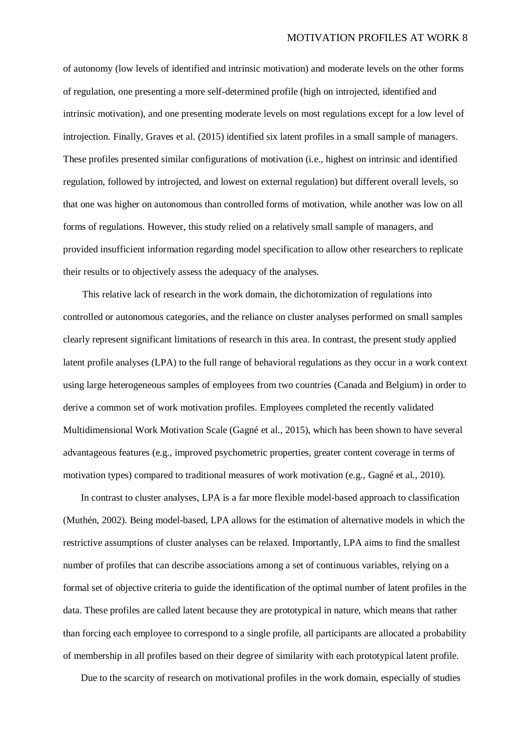of autonomy (low levels of identified and intrinsic motivation) and moderate levels on the other forms of regulation, one presenting a more self-determined profile (high on introjected, identified and intrinsic motivation), and one presenting moderate levels on most regulations except for a low level of introjection. Finally, Graves et al. (2015) identified six latent profiles in a small sample of managers. These profiles presented similar configurations of motivation (i.e., highest on intrinsic and identified regulation, followed by introjected, and lowest on external regulation) but different overall levels, so that one was higher on autonomous than controlled forms of motivation, while another was low on all forms of regulations. However, this study relied on a relatively small sample of managers, and provided insufficient information regarding model specification to allow other researchers to replicate their results or to objectively assess the adequacy of the analyses.

This relative lack of research in the work domain, the dichotomization of regulations into controlled or autonomous categories, and the reliance on cluster analyses performed on small samples clearly represent significant limitations of research in this area. In contrast, the present study applied latent profile analyses (LPA) to the full range of behavioral regulations as they occur in a work context using large heterogeneous samples of employees from two countries (Canada and Belgium) in order to derive a common set of work motivation profiles. Employees completed the recently validated Multidimensional Work Motivation Scale (Gagné et al., 2015), which has been shown to have several advantageous features (e.g., improved psychometric properties, greater content coverage in terms of motivation types) compared to traditional measures of work motivation (e.g., Gagné et al., 2010).

In contrast to cluster analyses, LPA is a far more flexible model-based approach to classification (Muthén, 2002). Being model-based, LPA allows for the estimation of alternative models in which the restrictive assumptions of cluster analyses can be relaxed. Importantly, LPA aims to find the smallest number of profiles that can describe associations among a set of continuous variables, relying on a formal set of objective criteria to guide the identification of the optimal number of latent profiles in the data. These profiles are called latent because they are prototypical in nature, which means that rather than forcing each employee to correspond to a single profile, all participants are allocated a probability of membership in all profiles based on their degree of similarity with each prototypical latent profile.

Due to the scarcity of research on motivational profiles in the work domain, especially of studies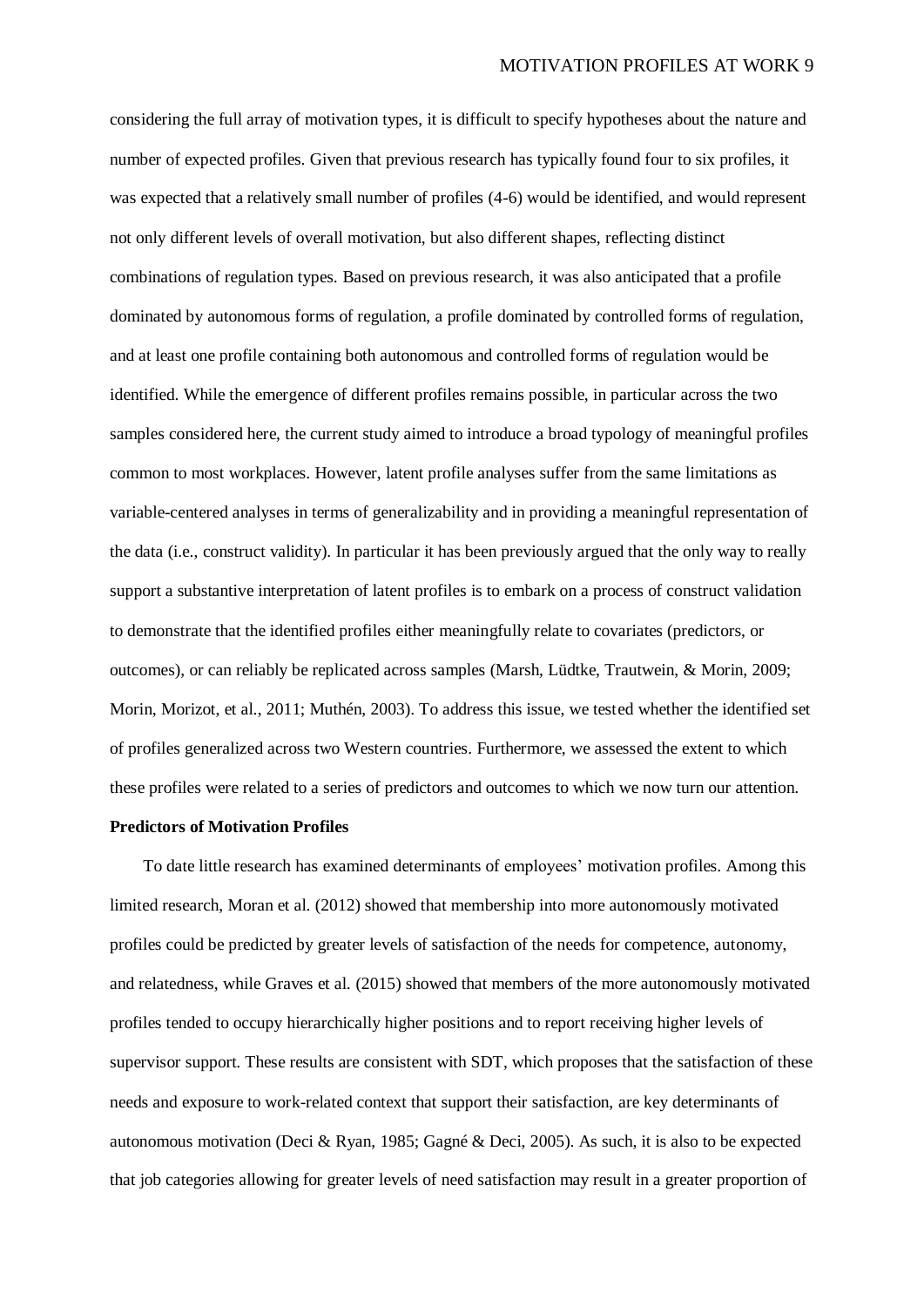considering the full array of motivation types, it is difficult to specify hypotheses about the nature and number of expected profiles. Given that previous research has typically found four to six profiles, it was expected that a relatively small number of profiles (4-6) would be identified, and would represent not only different levels of overall motivation, but also different shapes, reflecting distinct combinations of regulation types. Based on previous research, it was also anticipated that a profile dominated by autonomous forms of regulation, a profile dominated by controlled forms of regulation, and at least one profile containing both autonomous and controlled forms of regulation would be identified. While the emergence of different profiles remains possible, in particular across the two samples considered here, the current study aimed to introduce a broad typology of meaningful profiles common to most workplaces. However, latent profile analyses suffer from the same limitations as variable-centered analyses in terms of generalizability and in providing a meaningful representation of the data (i.e., construct validity). In particular it has been previously argued that the only way to really support a substantive interpretation of latent profiles is to embark on a process of construct validation to demonstrate that the identified profiles either meaningfully relate to covariates (predictors, or outcomes), or can reliably be replicated across samples (Marsh, Lüdtke, Trautwein, & Morin, 2009; Morin, Morizot, et al., 2011; Muthén, 2003). To address this issue, we tested whether the identified set of profiles generalized across two Western countries. Furthermore, we assessed the extent to which these profiles were related to a series of predictors and outcomes to which we now turn our attention.

**Predictors of Motivation Profiles**

To date little research has examined determinants of employees' motivation profiles. Among this limited research, Moran et al. (2012) showed that membership into more autonomously motivated profiles could be predicted by greater levels of satisfaction of the needs for competence, autonomy, and relatedness, while Graves et al. (2015) showed that members of the more autonomously motivated profiles tended to occupy hierarchically higher positions and to report receiving higher levels of supervisor support. These results are consistent with SDT, which proposes that the satisfaction of these needs and exposure to work-related context that support their satisfaction, are key determinants of autonomous motivation (Deci & Ryan, 1985; Gagné & Deci, 2005). As such, it is also to be expected that job categories allowing for greater levels of need satisfaction may result in a greater proportion of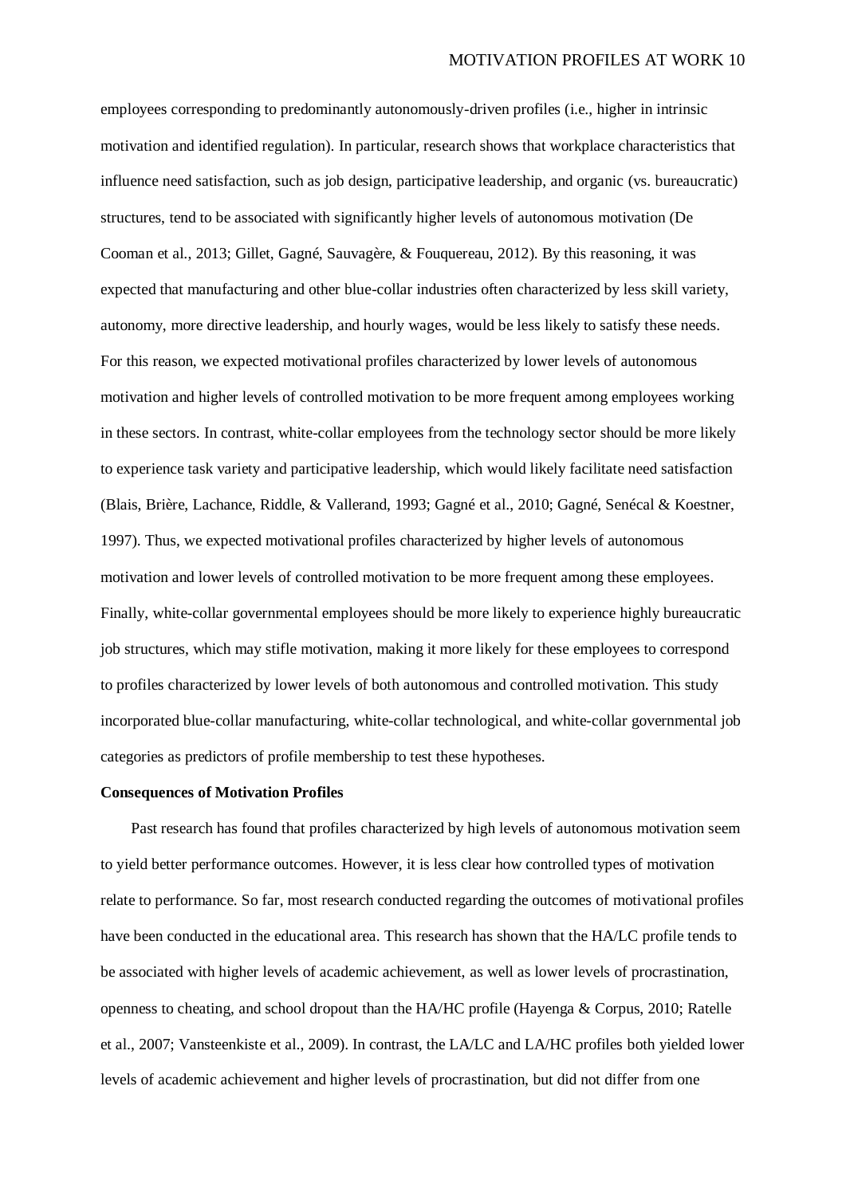employees corresponding to predominantly autonomously-driven profiles (i.e., higher in intrinsic motivation and identified regulation). In particular, research shows that workplace characteristics that influence need satisfaction, such as job design, participative leadership, and organic (vs. bureaucratic) structures, tend to be associated with significantly higher levels of autonomous motivation (De Cooman et al., 2013; Gillet, Gagné, Sauvagère, & Fouquereau, 2012). By this reasoning, it was expected that manufacturing and other blue-collar industries often characterized by less skill variety, autonomy, more directive leadership, and hourly wages, would be less likely to satisfy these needs. For this reason, we expected motivational profiles characterized by lower levels of autonomous motivation and higher levels of controlled motivation to be more frequent among employees working in these sectors. In contrast, white-collar employees from the technology sector should be more likely to experience task variety and participative leadership, which would likely facilitate need satisfaction (Blais, Brière, Lachance, Riddle, & Vallerand, 1993; Gagné et al., 2010; Gagné, Senécal & Koestner, 1997). Thus, we expected motivational profiles characterized by higher levels of autonomous motivation and lower levels of controlled motivation to be more frequent among these employees. Finally, white-collar governmental employees should be more likely to experience highly bureaucratic job structures, which may stifle motivation, making it more likely for these employees to correspond to profiles characterized by lower levels of both autonomous and controlled motivation. This study incorporated blue-collar manufacturing, white-collar technological, and white-collar governmental job categories as predictors of profile membership to test these hypotheses.

**Consequences of Motivation Profiles**

Past research has found that profiles characterized by high levels of autonomous motivation seem to yield better performance outcomes. However, it is less clear how controlled types of motivation relate to performance. So far, most research conducted regarding the outcomes of motivational profiles have been conducted in the educational area. This research has shown that the HA/LC profile tends to be associated with higher levels of academic achievement, as well as lower levels of procrastination, openness to cheating, and school dropout than the HA/HC profile (Hayenga & Corpus, 2010; Ratelle et al., 2007; Vansteenkiste et al., 2009). In contrast, the LA/LC and LA/HC profiles both yielded lower levels of academic achievement and higher levels of procrastination, but did not differ from one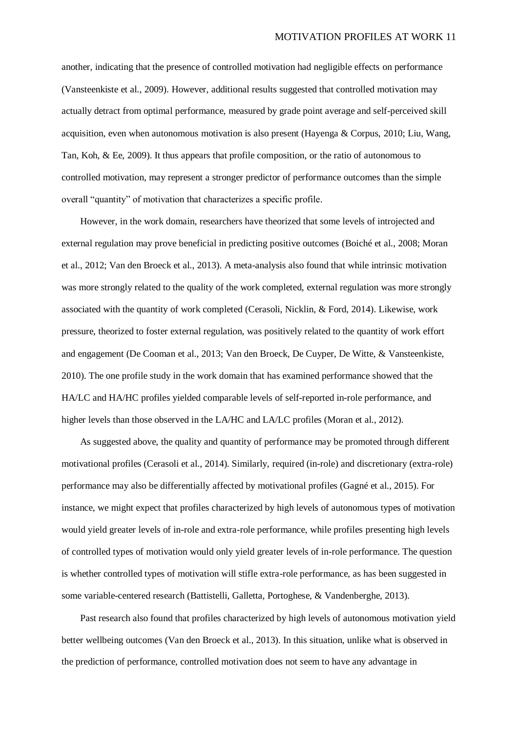another, indicating that the presence of controlled motivation had negligible effects on performance (Vansteenkiste et al., 2009). However, additional results suggested that controlled motivation may actually detract from optimal performance, measured by grade point average and self-perceived skill acquisition, even when autonomous motivation is also present (Hayenga & Corpus, 2010; Liu, Wang, Tan, Koh, & Ee, 2009). It thus appears that profile composition, or the ratio of autonomous to controlled motivation, may represent a stronger predictor of performance outcomes than the simple overall "quantity" of motivation that characterizes a specific profile.

However, in the work domain, researchers have theorized that some levels of introjected and external regulation may prove beneficial in predicting positive outcomes (Boiché et al., 2008; Moran et al., 2012; Van den Broeck et al., 2013). A meta-analysis also found that while intrinsic motivation was more strongly related to the quality of the work completed, external regulation was more strongly associated with the quantity of work completed (Cerasoli, Nicklin, & Ford, 2014). Likewise, work pressure, theorized to foster external regulation, was positively related to the quantity of work effort and engagement (De Cooman et al., 2013; Van den Broeck, De Cuyper, De Witte, & Vansteenkiste, 2010). The one profile study in the work domain that has examined performance showed that the HA/LC and HA/HC profiles yielded comparable levels of self-reported in-role performance, and higher levels than those observed in the LA/HC and LA/LC profiles (Moran et al., 2012).

As suggested above, the quality and quantity of performance may be promoted through different motivational profiles (Cerasoli et al., 2014). Similarly, required (in-role) and discretionary (extra-role) performance may also be differentially affected by motivational profiles (Gagné et al., 2015). For instance, we might expect that profiles characterized by high levels of autonomous types of motivation would yield greater levels of in-role and extra-role performance, while profiles presenting high levels of controlled types of motivation would only yield greater levels of in-role performance. The question is whether controlled types of motivation will stifle extra-role performance, as has been suggested in some variable-centered research (Battistelli, Galletta, Portoghese, & Vandenberghe, 2013).

Past research also found that profiles characterized by high levels of autonomous motivation yield better wellbeing outcomes (Van den Broeck et al., 2013). In this situation, unlike what is observed in the prediction of performance, controlled motivation does not seem to have any advantage in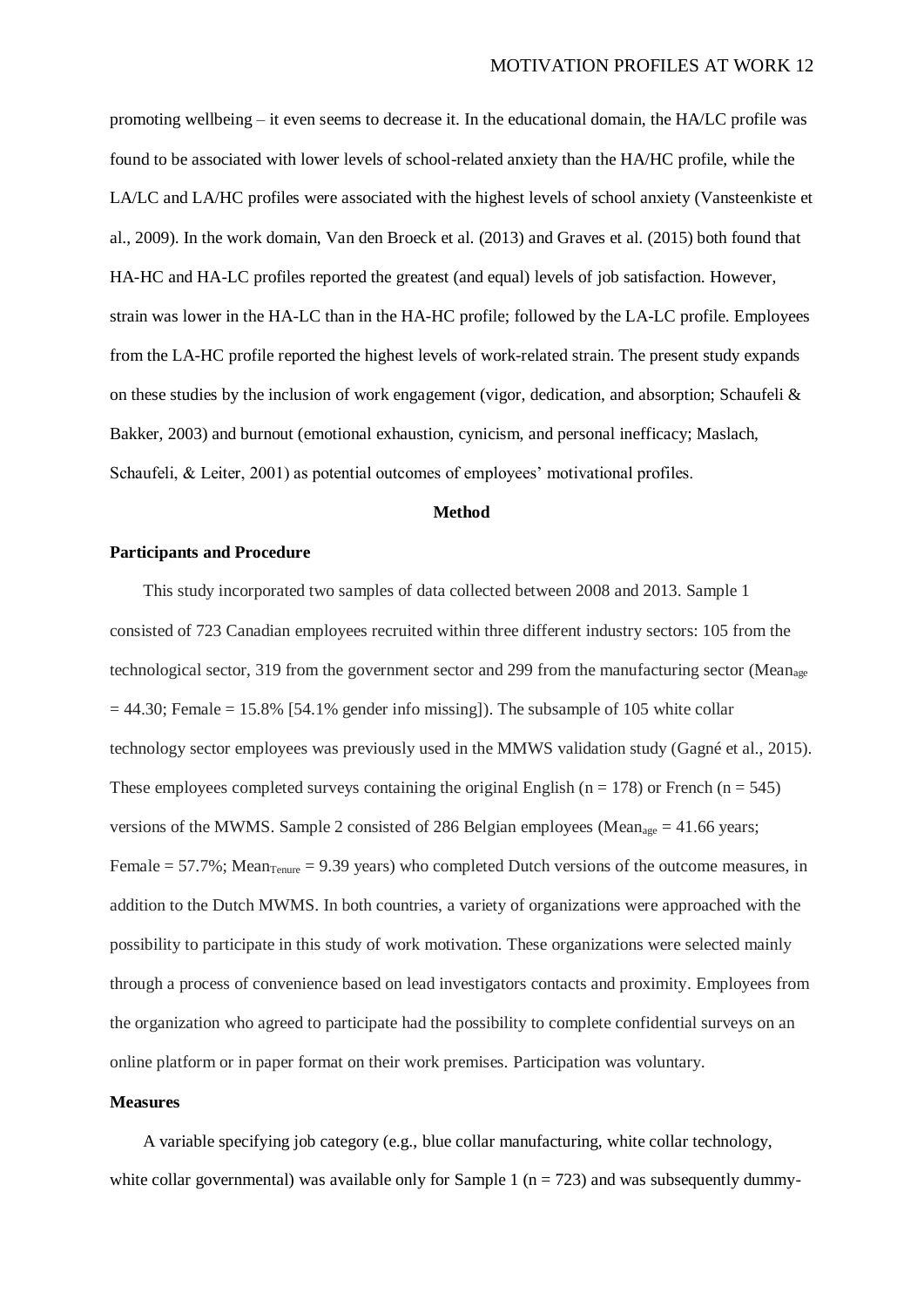promoting wellbeing – it even seems to decrease it. In the educational domain, the HA/LC profile was found to be associated with lower levels of school-related anxiety than the HA/HC profile, while the LA/LC and LA/HC profiles were associated with the highest levels of school anxiety (Vansteenkiste et al., 2009). In the work domain, Van den Broeck et al. (2013) and Graves et al. (2015) both found that HA-HC and HA-LC profiles reported the greatest (and equal) levels of job satisfaction. However, strain was lower in the HA-LC than in the HA-HC profile; followed by the LA-LC profile. Employees from the LA-HC profile reported the highest levels of work-related strain. The present study expands on these studies by the inclusion of work engagement (vigor, dedication, and absorption; Schaufeli & Bakker, 2003) and burnout (emotional exhaustion, cynicism, and personal inefficacy; Maslach, Schaufeli, & Leiter, 2001) as potential outcomes of employees' motivational profiles.

## Method

### Participants and Procedure

This study incorporated two samples of data collected between 2008 and 2013. Sample 1 consisted of 723 Canadian employees recruited within three different industry sectors: 105 from the technological sector, 319 from the government sector and 299 from the manufacturing sector ($Mean_{age}$ = 44.30; Female = 15.8% [54.1% gender info missing]). The subsample of 105 white collar technology sector employees was previously used in the MMWS validation study (Gagné et al., 2015). These employees completed surveys containing the original English (n = 178) or French (n = 545) versions of the MWMS. Sample 2 consisted of 286 Belgian employees ($Mean_{age}$ = 41.66 years; Female = 57.7%; $Mean_{Tenure}$ = 9.39 years) who completed Dutch versions of the outcome measures, in addition to the Dutch MWMS. In both countries, a variety of organizations were approached with the possibility to participate in this study of work motivation. These organizations were selected mainly through a process of convenience based on lead investigators contacts and proximity. Employees from the organization who agreed to participate had the possibility to complete confidential surveys on an online platform or in paper format on their work premises. Participation was voluntary.

### Measures

A variable specifying job category (e.g., blue collar manufacturing, white collar technology, white collar governmental) was available only for Sample 1 (n = 723) and was subsequently dummy-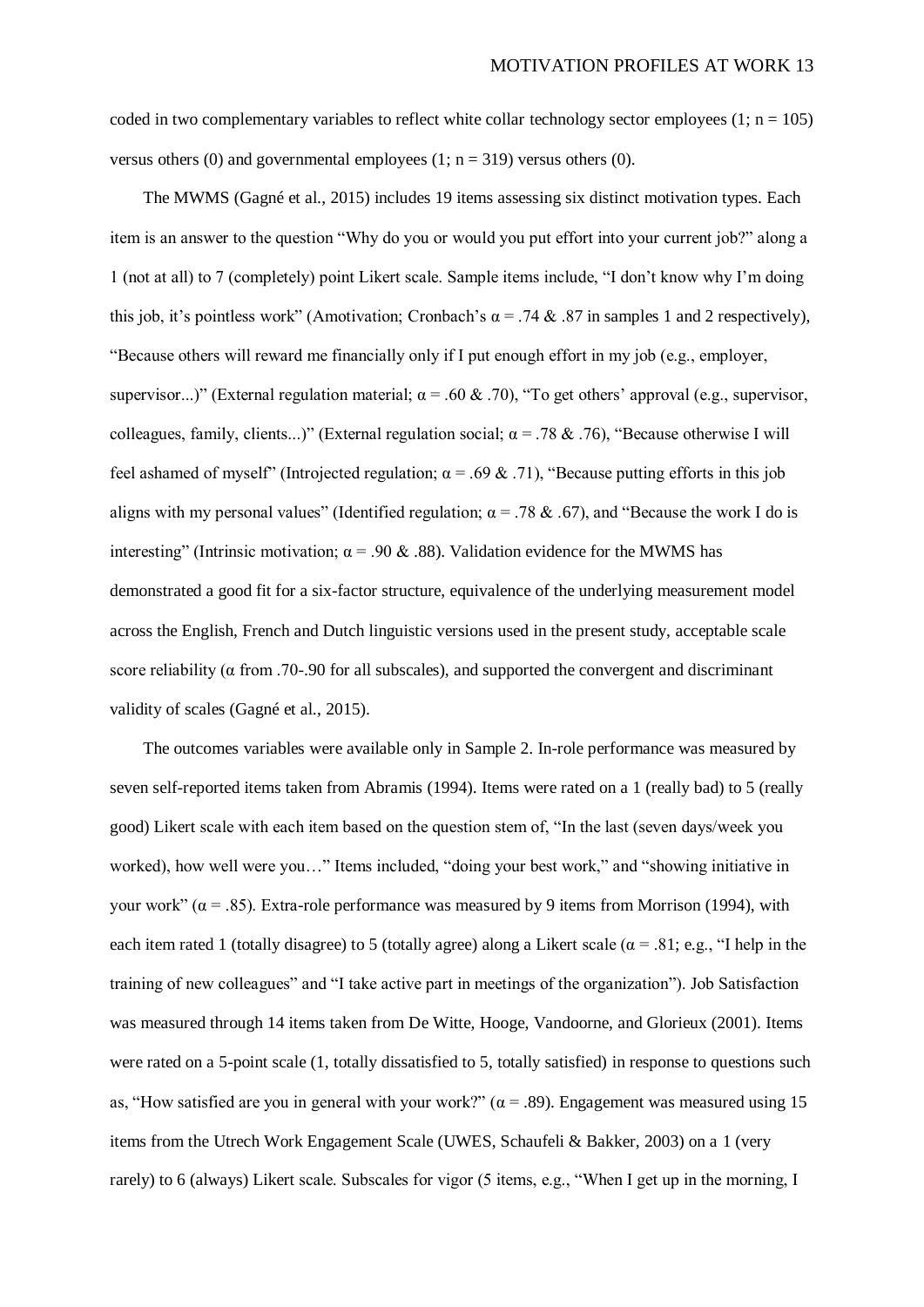coded in two complementary variables to reflect white collar technology sector employees (1; n = 105) versus others (0) and governmental employees (1; n = 319) versus others (0).

The MWMS (Gagné et al., 2015) includes 19 items assessing six distinct motivation types. Each item is an answer to the question "Why do you or would you put effort into your current job?" along a 1 (not at all) to 7 (completely) point Likert scale. Sample items include, "I don't know why I'm doing this job, it's pointless work" (Amotivation; Cronbach's $\alpha$ = .74 & .87 in samples 1 and 2 respectively), "Because others will reward me financially only if I put enough effort in my job (e.g., employer, supervisor...)" (External regulation material; $\alpha$ = .60 & .70), "To get others' approval (e.g., supervisor, colleagues, family, clients...)" (External regulation social; $\alpha$ = .78 & .76), "Because otherwise I will feel ashamed of myself" (Introjected regulation; $\alpha$ = .69 & .71), "Because putting efforts in this job aligns with my personal values" (Identified regulation; $\alpha$ = .78 & .67), and "Because the work I do is interesting" (Intrinsic motivation; $\alpha$ = .90 & .88). Validation evidence for the MWMS has demonstrated a good fit for a six-factor structure, equivalence of the underlying measurement model across the English, French and Dutch linguistic versions used in the present study, acceptable scale score reliability ($\alpha$ from .70-.90 for all subscales), and supported the convergent and discriminant validity of scales (Gagné et al., 2015).

The outcomes variables were available only in Sample 2. In-role performance was measured by seven self-reported items taken from Abramis (1994). Items were rated on a 1 (really bad) to 5 (really good) Likert scale with each item based on the question stem of, "In the last (seven days/week you worked), how well were you…" Items included, "doing your best work," and "showing initiative in your work" ($\alpha$ = .85). Extra-role performance was measured by 9 items from Morrison (1994), with each item rated 1 (totally disagree) to 5 (totally agree) along a Likert scale ($\alpha$ = .81; e.g., "I help in the training of new colleagues" and "I take active part in meetings of the organization"). Job Satisfaction was measured through 14 items taken from De Witte, Hooge, Vandoorne, and Glorieux (2001). Items were rated on a 5-point scale (1, totally dissatisfied to 5, totally satisfied) in response to questions such as, "How satisfied are you in general with your work?" ($\alpha$ = .89). Engagement was measured using 15 items from the Utrech Work Engagement Scale (UWES, Schaufeli & Bakker, 2003) on a 1 (very rarely) to 6 (always) Likert scale. Subscales for vigor (5 items, e.g., "When I get up in the morning, I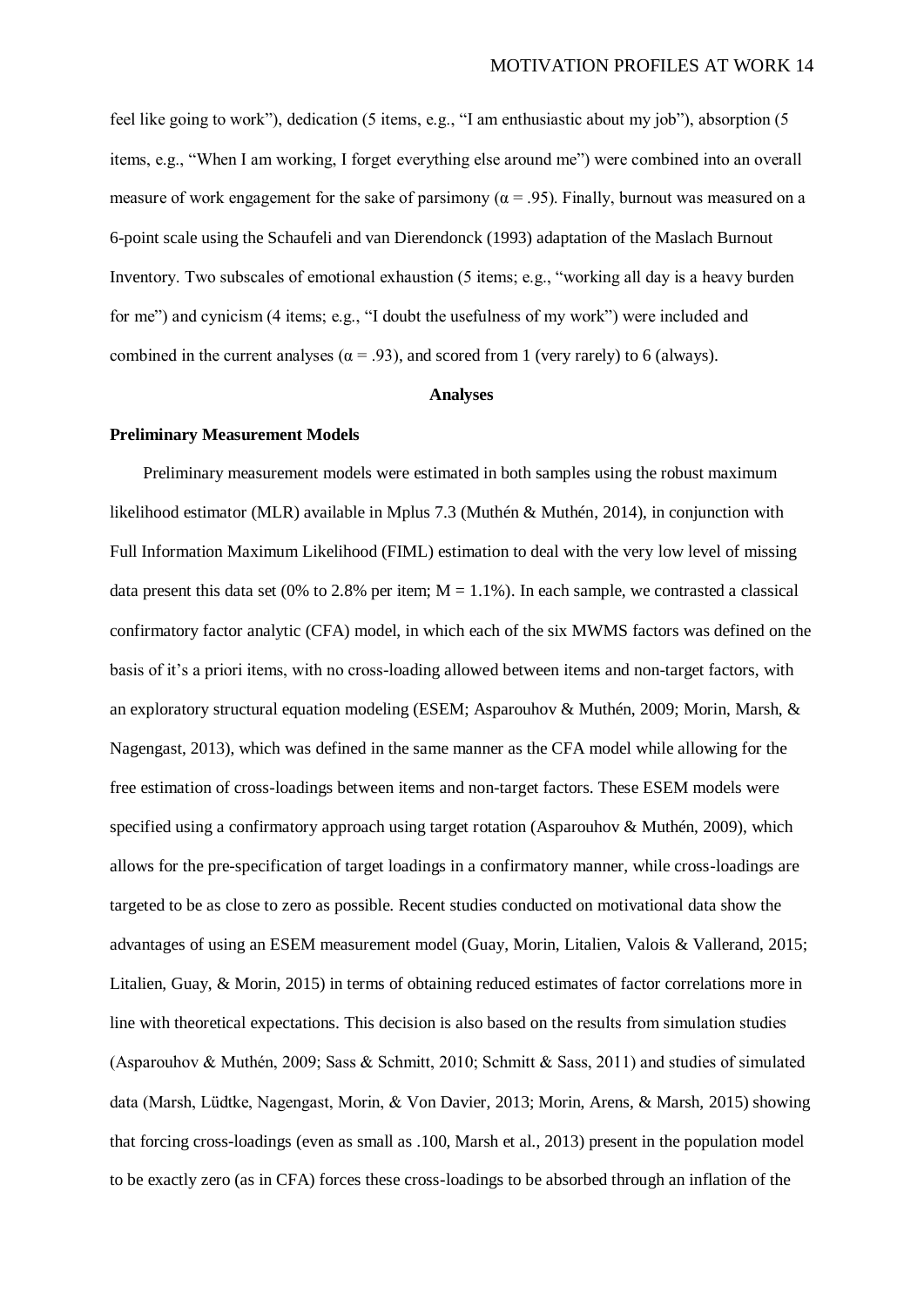feel like going to work"), dedication (5 items, e.g., "I am enthusiastic about my job"), absorption (5 items, e.g., "When I am working, I forget everything else around me") were combined into an overall measure of work engagement for the sake of parsimony ($\alpha = .95$). Finally, burnout was measured on a 6-point scale using the Schaufeli and van Dierendonck (1993) adaptation of the Maslach Burnout Inventory. Two subscales of emotional exhaustion (5 items; e.g., "working all day is a heavy burden for me") and cynicism (4 items; e.g., "I doubt the usefulness of my work") were included and combined in the current analyses ($\alpha = .93$), and scored from 1 (very rarely) to 6 (always).

## Analyses

### Preliminary Measurement Models

Preliminary measurement models were estimated in both samples using the robust maximum likelihood estimator (MLR) available in Mplus 7.3 (Muthén & Muthén, 2014), in conjunction with Full Information Maximum Likelihood (FIML) estimation to deal with the very low level of missing data present this data set (0% to 2.8% per item; $M = 1.1\%$). In each sample, we contrasted a classical confirmatory factor analytic (CFA) model, in which each of the six MWMS factors was defined on the basis of it's a priori items, with no cross-loading allowed between items and non-target factors, with an exploratory structural equation modeling (ESEM; Asparouhov & Muthén, 2009; Morin, Marsh, & Nagengast, 2013), which was defined in the same manner as the CFA model while allowing for the free estimation of cross-loadings between items and non-target factors. These ESEM models were specified using a confirmatory approach using target rotation (Asparouhov & Muthén, 2009), which allows for the pre-specification of target loadings in a confirmatory manner, while cross-loadings are targeted to be as close to zero as possible. Recent studies conducted on motivational data show the advantages of using an ESEM measurement model (Guay, Morin, Litalien, Valois & Vallerand, 2015; Litalien, Guay, & Morin, 2015) in terms of obtaining reduced estimates of factor correlations more in line with theoretical expectations. This decision is also based on the results from simulation studies (Asparouhov & Muthén, 2009; Sass & Schmitt, 2010; Schmitt & Sass, 2011) and studies of simulated data (Marsh, Lüdtke, Nagengast, Morin, & Von Davier, 2013; Morin, Arens, & Marsh, 2015) showing that forcing cross-loadings (even as small as .100, Marsh et al., 2013) present in the population model to be exactly zero (as in CFA) forces these cross-loadings to be absorbed through an inflation of the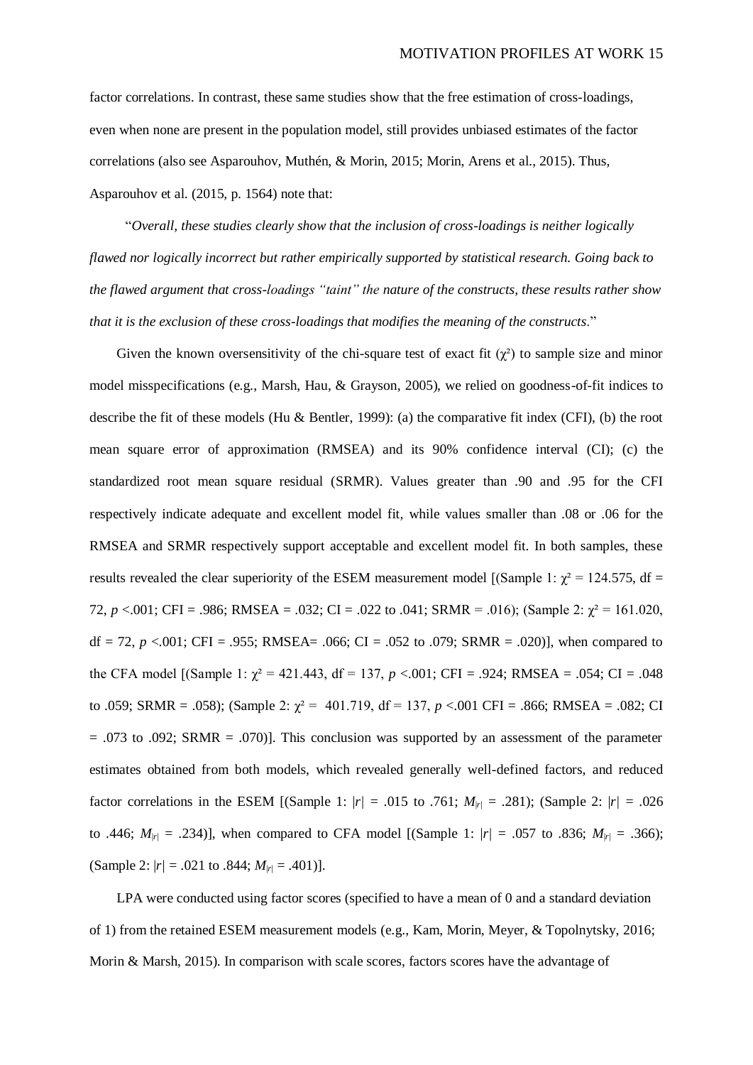factor correlations. In contrast, these same studies show that the free estimation of cross-loadings, even when none are present in the population model, still provides unbiased estimates of the factor correlations (also see Asparouhov, Muthén, & Morin, 2015; Morin, Arens et al., 2015). Thus, Asparouhov et al. (2015, p. 1564) note that:

"*Overall, these studies clearly show that the inclusion of cross-loadings is neither logically flawed nor logically incorrect but rather empirically supported by statistical research. Going back to the flawed argument that cross-loadings "taint" the nature of the constructs, these results rather show that it is the exclusion of these cross-loadings that modifies the meaning of the constructs*."

Given the known oversensitivity of the chi-square test of exact fit ($\chi^2$) to sample size and minor model misspecifications (e.g., Marsh, Hau, & Grayson, 2005), we relied on goodness-of-fit indices to describe the fit of these models (Hu & Bentler, 1999): (a) the comparative fit index (CFI), (b) the root mean square error of approximation (RMSEA) and its 90% confidence interval (CI); (c) the standardized root mean square residual (SRMR). Values greater than .90 and .95 for the CFI respectively indicate adequate and excellent model fit, while values smaller than .08 or .06 for the RMSEA and SRMR respectively support acceptable and excellent model fit. In both samples, these results revealed the clear superiority of the ESEM measurement model [(Sample 1: $\chi^2$ = 124.575, df = 72, $p$ <.001; CFI = .986; RMSEA = .032; CI = .022 to .041; SRMR = .016); (Sample 2: $\chi^2$ = 161.020, df = 72, $p$ <.001; CFI = .955; RMSEA= .066; CI = .052 to .079; SRMR = .020)], when compared to the CFA model [(Sample 1: $\chi^2$ = 421.443, df = 137, $p$ <.001; CFI = .924; RMSEA = .054; CI = .048 to .059; SRMR = .058); (Sample 2: $\chi^2$ = 401.719, df = 137, $p$ <.001 CFI = .866; RMSEA = .082; CI = .073 to .092; SRMR = .070)]. This conclusion was supported by an assessment of the parameter estimates obtained from both models, which revealed generally well-defined factors, and reduced factor correlations in the ESEM [(Sample 1: $|r|$ = .015 to .761; $M_{|r|}$ = .281); (Sample 2: $|r|$ = .026 to .446; $M_{|r|}$ = .234)], when compared to CFA model [(Sample 1: $|r|$ = .057 to .836; $M_{|r|}$ = .366); (Sample 2: $|r|$ = .021 to .844; $M_{|r|}$ = .401)].

LPA were conducted using factor scores (specified to have a mean of 0 and a standard deviation of 1) from the retained ESEM measurement models (e.g., Kam, Morin, Meyer, & Topolnytsky, 2016; Morin & Marsh, 2015). In comparison with scale scores, factors scores have the advantage of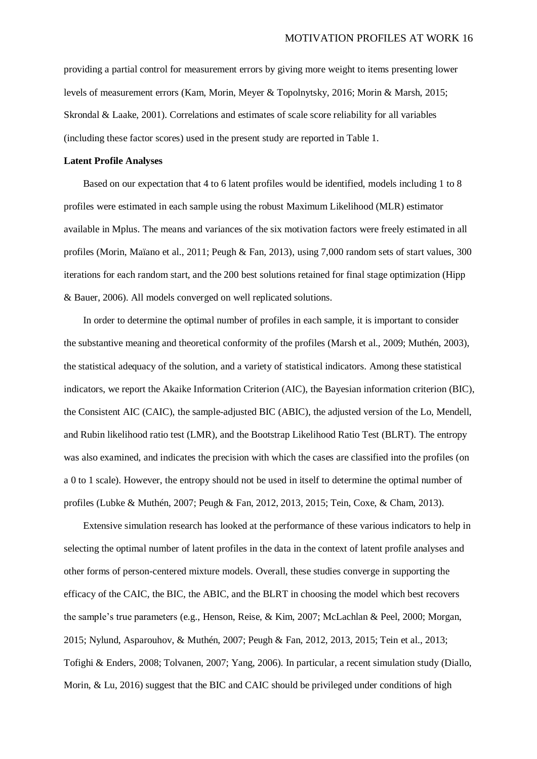providing a partial control for measurement errors by giving more weight to items presenting lower levels of measurement errors (Kam, Morin, Meyer & Topolnytsky, 2016; Morin & Marsh, 2015; Skrondal & Laake, 2001). Correlations and estimates of scale score reliability for all variables (including these factor scores) used in the present study are reported in Table 1.

**Latent Profile Analyses**

Based on our expectation that 4 to 6 latent profiles would be identified, models including 1 to 8 profiles were estimated in each sample using the robust Maximum Likelihood (MLR) estimator available in Mplus. The means and variances of the six motivation factors were freely estimated in all profiles (Morin, Maïano et al., 2011; Peugh & Fan, 2013), using 7,000 random sets of start values, 300 iterations for each random start, and the 200 best solutions retained for final stage optimization (Hipp & Bauer, 2006). All models converged on well replicated solutions.

In order to determine the optimal number of profiles in each sample, it is important to consider the substantive meaning and theoretical conformity of the profiles (Marsh et al., 2009; Muthén, 2003), the statistical adequacy of the solution, and a variety of statistical indicators. Among these statistical indicators, we report the Akaike Information Criterion (AIC), the Bayesian information criterion (BIC), the Consistent AIC (CAIC), the sample-adjusted BIC (ABIC), the adjusted version of the Lo, Mendell, and Rubin likelihood ratio test (LMR), and the Bootstrap Likelihood Ratio Test (BLRT). The entropy was also examined, and indicates the precision with which the cases are classified into the profiles (on a 0 to 1 scale). However, the entropy should not be used in itself to determine the optimal number of profiles (Lubke & Muthén, 2007; Peugh & Fan, 2012, 2013, 2015; Tein, Coxe, & Cham, 2013).

Extensive simulation research has looked at the performance of these various indicators to help in selecting the optimal number of latent profiles in the data in the context of latent profile analyses and other forms of person-centered mixture models. Overall, these studies converge in supporting the efficacy of the CAIC, the BIC, the ABIC, and the BLRT in choosing the model which best recovers the sample's true parameters (e.g., Henson, Reise, & Kim, 2007; McLachlan & Peel, 2000; Morgan, 2015; Nylund, Asparouhov, & Muthén, 2007; Peugh & Fan, 2012, 2013, 2015; Tein et al., 2013; Tofighi & Enders, 2008; Tolvanen, 2007; Yang, 2006). In particular, a recent simulation study (Diallo, Morin, & Lu, 2016) suggest that the BIC and CAIC should be privileged under conditions of high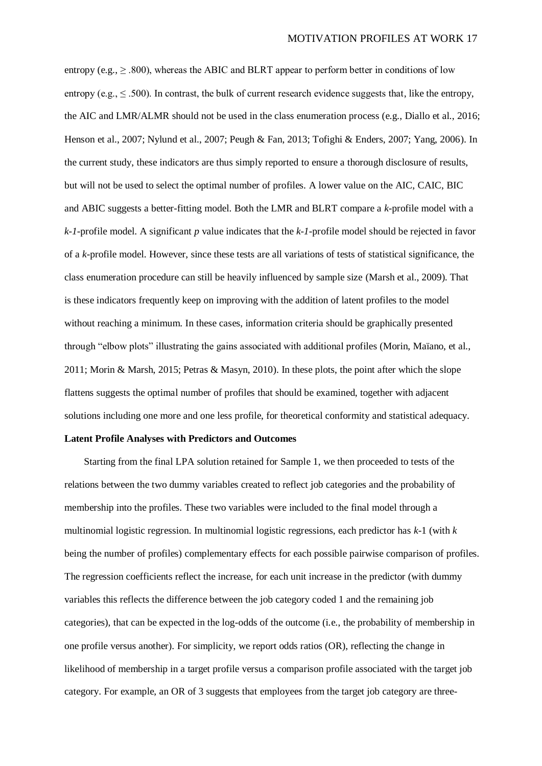entropy (e.g., $\geq .800$), whereas the ABIC and BLRT appear to perform better in conditions of low entropy (e.g., $\leq .500$). In contrast, the bulk of current research evidence suggests that, like the entropy, the AIC and LMR/ALMR should not be used in the class enumeration process (e.g., Diallo et al., 2016; Henson et al., 2007; Nylund et al., 2007; Peugh & Fan, 2013; Tofighi & Enders, 2007; Yang, 2006). In the current study, these indicators are thus simply reported to ensure a thorough disclosure of results, but will not be used to select the optimal number of profiles. A lower value on the AIC, CAIC, BIC and ABIC suggests a better-fitting model. Both the LMR and BLRT compare a *k*-profile model with a *k-1*-profile model. A significant *p* value indicates that the *k-1*-profile model should be rejected in favor of a *k*-profile model. However, since these tests are all variations of tests of statistical significance, the class enumeration procedure can still be heavily influenced by sample size (Marsh et al., 2009). That is these indicators frequently keep on improving with the addition of latent profiles to the model without reaching a minimum. In these cases, information criteria should be graphically presented through "elbow plots" illustrating the gains associated with additional profiles (Morin, Maïano, et al., 2011; Morin & Marsh, 2015; Petras & Masyn, 2010). In these plots, the point after which the slope flattens suggests the optimal number of profiles that should be examined, together with adjacent solutions including one more and one less profile, for theoretical conformity and statistical adequacy.

**Latent Profile Analyses with Predictors and Outcomes**

Starting from the final LPA solution retained for Sample 1, we then proceeded to tests of the relations between the two dummy variables created to reflect job categories and the probability of membership into the profiles. These two variables were included to the final model through a multinomial logistic regression. In multinomial logistic regressions, each predictor has *k*-1 (with *k* being the number of profiles) complementary effects for each possible pairwise comparison of profiles. The regression coefficients reflect the increase, for each unit increase in the predictor (with dummy variables this reflects the difference between the job category coded 1 and the remaining job categories), that can be expected in the log-odds of the outcome (i.e., the probability of membership in one profile versus another). For simplicity, we report odds ratios (OR), reflecting the change in likelihood of membership in a target profile versus a comparison profile associated with the target job category. For example, an OR of 3 suggests that employees from the target job category are three-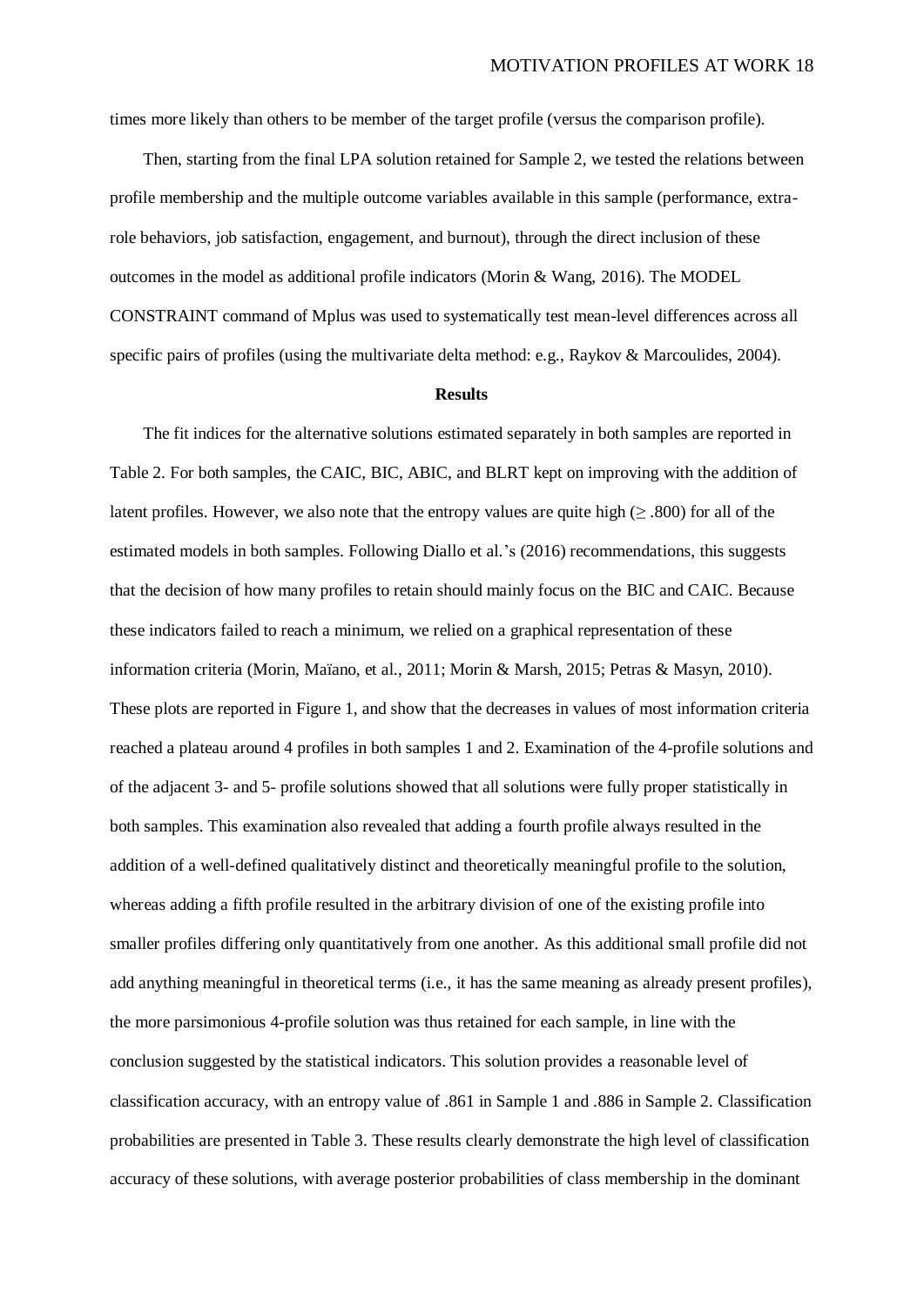times more likely than others to be member of the target profile (versus the comparison profile).

Then, starting from the final LPA solution retained for Sample 2, we tested the relations between profile membership and the multiple outcome variables available in this sample (performance, extra-role behaviors, job satisfaction, engagement, and burnout), through the direct inclusion of these outcomes in the model as additional profile indicators (Morin & Wang, 2016). The MODEL CONSTRAINT command of Mplus was used to systematically test mean-level differences across all specific pairs of profiles (using the multivariate delta method: e.g., Raykov & Marcoulides, 2004).

## Results

The fit indices for the alternative solutions estimated separately in both samples are reported in Table 2. For both samples, the CAIC, BIC, ABIC, and BLRT kept on improving with the addition of latent profiles. However, we also note that the entropy values are quite high ($\geq .800$) for all of the estimated models in both samples. Following Diallo et al.'s (2016) recommendations, this suggests that the decision of how many profiles to retain should mainly focus on the BIC and CAIC. Because these indicators failed to reach a minimum, we relied on a graphical representation of these information criteria (Morin, Maïano, et al., 2011; Morin & Marsh, 2015; Petras & Masyn, 2010). These plots are reported in Figure 1, and show that the decreases in values of most information criteria reached a plateau around 4 profiles in both samples 1 and 2. Examination of the 4-profile solutions and of the adjacent 3- and 5- profile solutions showed that all solutions were fully proper statistically in both samples. This examination also revealed that adding a fourth profile always resulted in the addition of a well-defined qualitatively distinct and theoretically meaningful profile to the solution, whereas adding a fifth profile resulted in the arbitrary division of one of the existing profile into smaller profiles differing only quantitatively from one another. As this additional small profile did not add anything meaningful in theoretical terms (i.e., it has the same meaning as already present profiles), the more parsimonious 4-profile solution was thus retained for each sample, in line with the conclusion suggested by the statistical indicators. This solution provides a reasonable level of classification accuracy, with an entropy value of .861 in Sample 1 and .886 in Sample 2. Classification probabilities are presented in Table 3. These results clearly demonstrate the high level of classification accuracy of these solutions, with average posterior probabilities of class membership in the dominant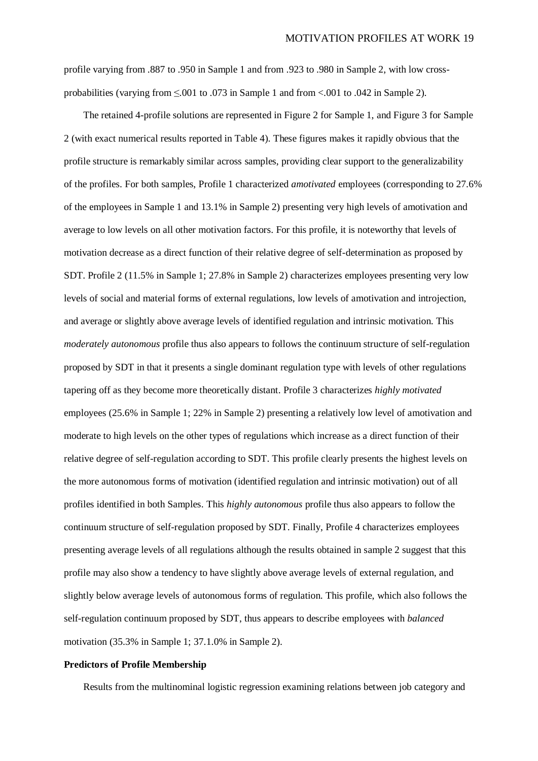profile varying from .887 to .950 in Sample 1 and from .923 to .980 in Sample 2, with low cross-probabilities (varying from ≤.001 to .073 in Sample 1 and from <.001 to .042 in Sample 2).

The retained 4-profile solutions are represented in Figure 2 for Sample 1, and Figure 3 for Sample 2 (with exact numerical results reported in Table 4). These figures makes it rapidly obvious that the profile structure is remarkably similar across samples, providing clear support to the generalizability of the profiles. For both samples, Profile 1 characterized *amotivated* employees (corresponding to 27.6% of the employees in Sample 1 and 13.1% in Sample 2) presenting very high levels of amotivation and average to low levels on all other motivation factors. For this profile, it is noteworthy that levels of motivation decrease as a direct function of their relative degree of self-determination as proposed by SDT. Profile 2 (11.5% in Sample 1; 27.8% in Sample 2) characterizes employees presenting very low levels of social and material forms of external regulations, low levels of amotivation and introjection, and average or slightly above average levels of identified regulation and intrinsic motivation. This *moderately autonomous* profile thus also appears to follows the continuum structure of self-regulation proposed by SDT in that it presents a single dominant regulation type with levels of other regulations tapering off as they become more theoretically distant. Profile 3 characterizes *highly motivated* employees (25.6% in Sample 1; 22% in Sample 2) presenting a relatively low level of amotivation and moderate to high levels on the other types of regulations which increase as a direct function of their relative degree of self-regulation according to SDT. This profile clearly presents the highest levels on the more autonomous forms of motivation (identified regulation and intrinsic motivation) out of all profiles identified in both Samples. This *highly autonomous* profile thus also appears to follow the continuum structure of self-regulation proposed by SDT. Finally, Profile 4 characterizes employees presenting average levels of all regulations although the results obtained in sample 2 suggest that this profile may also show a tendency to have slightly above average levels of external regulation, and slightly below average levels of autonomous forms of regulation. This profile, which also follows the self-regulation continuum proposed by SDT, thus appears to describe employees with *balanced* motivation (35.3% in Sample 1; 37.1.0% in Sample 2).

**Predictors of Profile Membership**

Results from the multinominal logistic regression examining relations between job category and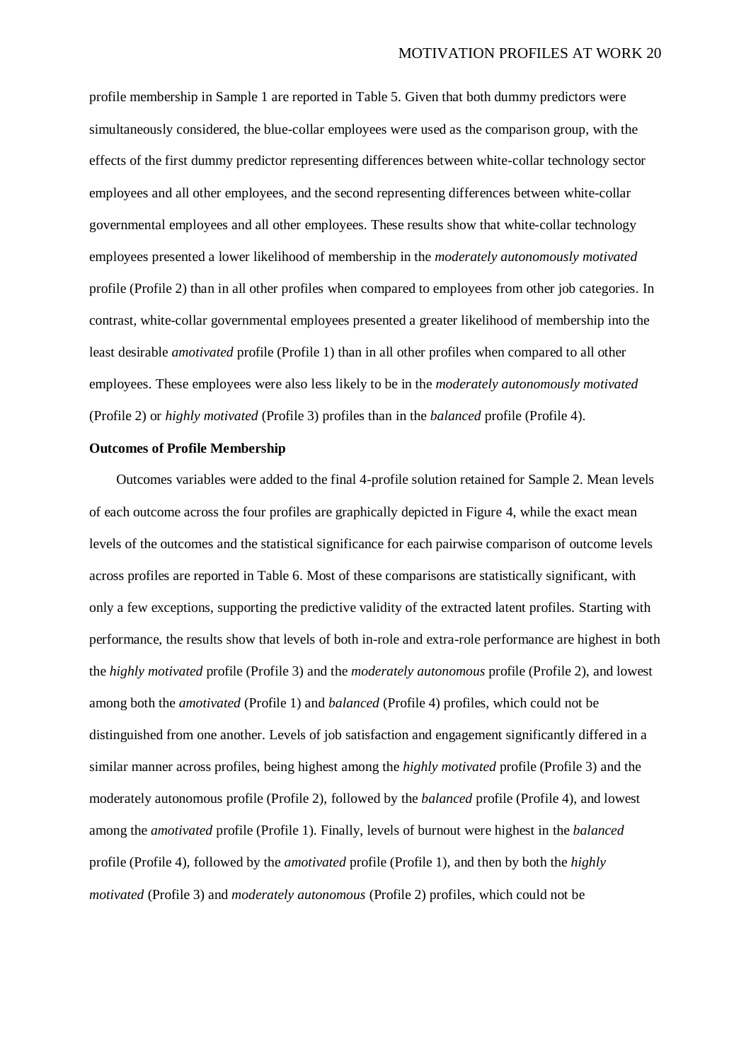profile membership in Sample 1 are reported in Table 5. Given that both dummy predictors were simultaneously considered, the blue-collar employees were used as the comparison group, with the effects of the first dummy predictor representing differences between white-collar technology sector employees and all other employees, and the second representing differences between white-collar governmental employees and all other employees. These results show that white-collar technology employees presented a lower likelihood of membership in the *moderately autonomously motivated* profile (Profile 2) than in all other profiles when compared to employees from other job categories. In contrast, white-collar governmental employees presented a greater likelihood of membership into the least desirable *amotivated* profile (Profile 1) than in all other profiles when compared to all other employees. These employees were also less likely to be in the *moderately autonomously motivated* (Profile 2) or *highly motivated* (Profile 3) profiles than in the *balanced* profile (Profile 4).

**Outcomes of Profile Membership**

Outcomes variables were added to the final 4-profile solution retained for Sample 2. Mean levels of each outcome across the four profiles are graphically depicted in Figure 4, while the exact mean levels of the outcomes and the statistical significance for each pairwise comparison of outcome levels across profiles are reported in Table 6. Most of these comparisons are statistically significant, with only a few exceptions, supporting the predictive validity of the extracted latent profiles. Starting with performance, the results show that levels of both in-role and extra-role performance are highest in both the *highly motivated* profile (Profile 3) and the *moderately autonomous* profile (Profile 2), and lowest among both the *amotivated* (Profile 1) and *balanced* (Profile 4) profiles, which could not be distinguished from one another. Levels of job satisfaction and engagement significantly differed in a similar manner across profiles, being highest among the *highly motivated* profile (Profile 3) and the moderately autonomous profile (Profile 2), followed by the *balanced* profile (Profile 4), and lowest among the *amotivated* profile (Profile 1). Finally, levels of burnout were highest in the *balanced* profile (Profile 4), followed by the *amotivated* profile (Profile 1), and then by both the *highly motivated* (Profile 3) and *moderately autonomous* (Profile 2) profiles, which could not be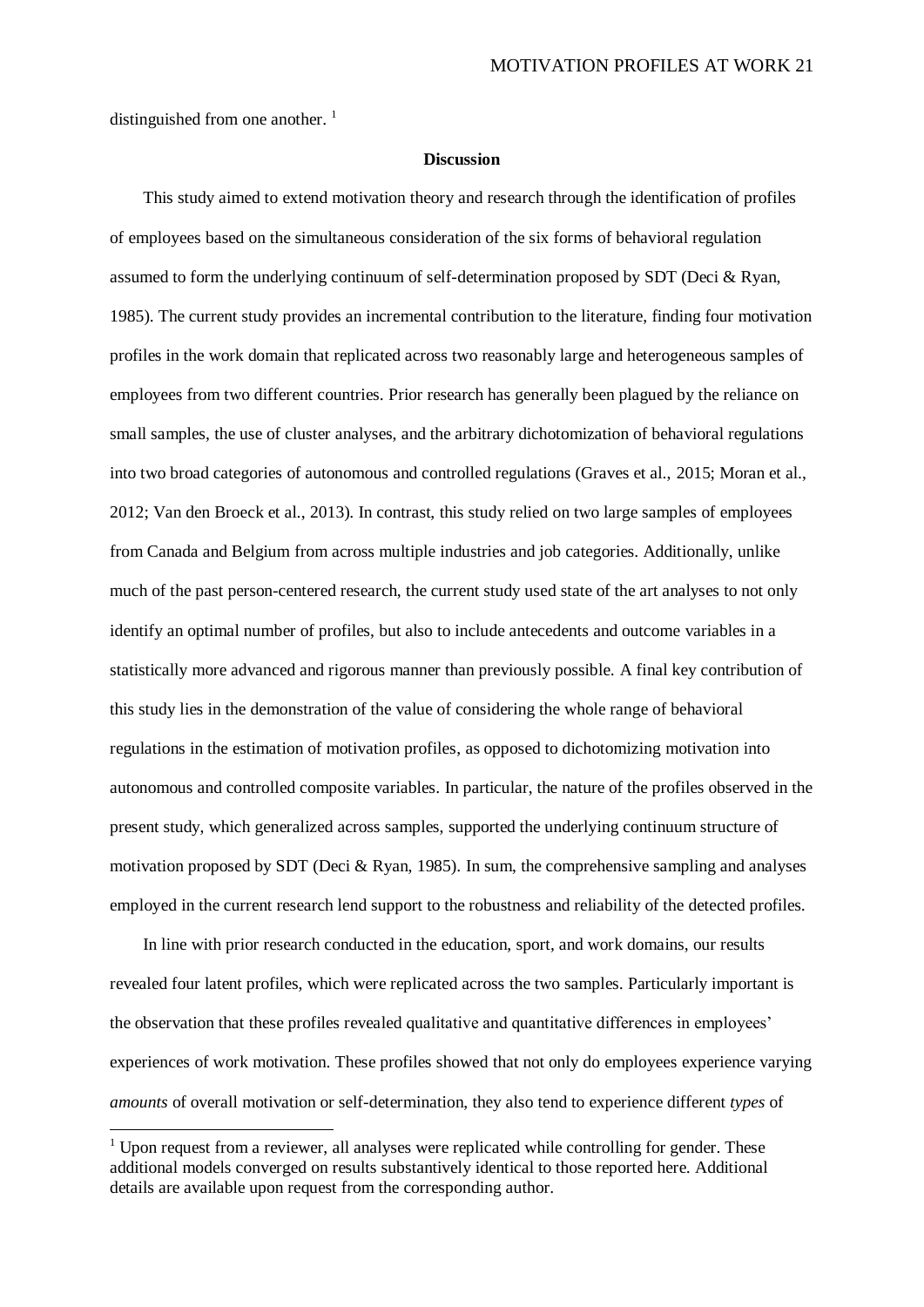distinguished from one another. [1]

## Discussion

This study aimed to extend motivation theory and research through the identification of profiles of employees based on the simultaneous consideration of the six forms of behavioral regulation assumed to form the underlying continuum of self-determination proposed by SDT (Deci & Ryan, 1985). The current study provides an incremental contribution to the literature, finding four motivation profiles in the work domain that replicated across two reasonably large and heterogeneous samples of employees from two different countries. Prior research has generally been plagued by the reliance on small samples, the use of cluster analyses, and the arbitrary dichotomization of behavioral regulations into two broad categories of autonomous and controlled regulations (Graves et al., 2015; Moran et al., 2012; Van den Broeck et al., 2013). In contrast, this study relied on two large samples of employees from Canada and Belgium from across multiple industries and job categories. Additionally, unlike much of the past person-centered research, the current study used state of the art analyses to not only identify an optimal number of profiles, but also to include antecedents and outcome variables in a statistically more advanced and rigorous manner than previously possible. A final key contribution of this study lies in the demonstration of the value of considering the whole range of behavioral regulations in the estimation of motivation profiles, as opposed to dichotomizing motivation into autonomous and controlled composite variables. In particular, the nature of the profiles observed in the present study, which generalized across samples, supported the underlying continuum structure of motivation proposed by SDT (Deci & Ryan, 1985). In sum, the comprehensive sampling and analyses employed in the current research lend support to the robustness and reliability of the detected profiles.

In line with prior research conducted in the education, sport, and work domains, our results revealed four latent profiles, which were replicated across the two samples. Particularly important is the observation that these profiles revealed qualitative and quantitative differences in employees' experiences of work motivation. These profiles showed that not only do employees experience varying *amounts* of overall motivation or self-determination, they also tend to experience different *types* of

[1] Upon request from a reviewer, all analyses were replicated while controlling for gender. These additional models converged on results substantively identical to those reported here. Additional details are available upon request from the corresponding author.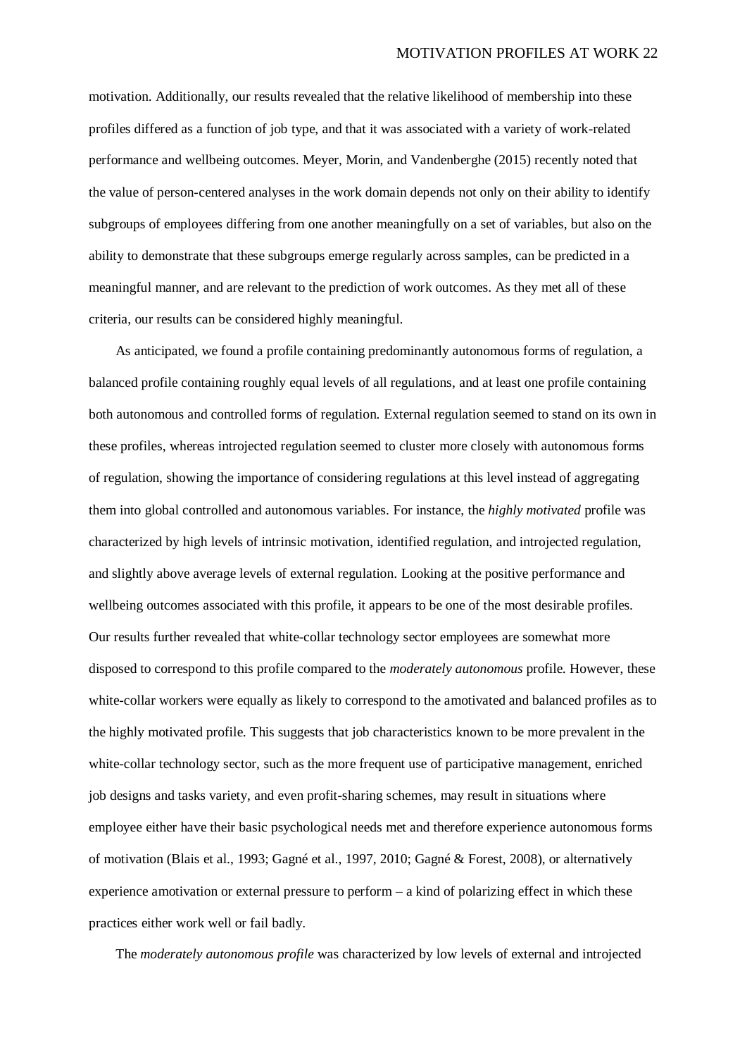motivation. Additionally, our results revealed that the relative likelihood of membership into these profiles differed as a function of job type, and that it was associated with a variety of work-related performance and wellbeing outcomes. Meyer, Morin, and Vandenberghe (2015) recently noted that the value of person-centered analyses in the work domain depends not only on their ability to identify subgroups of employees differing from one another meaningfully on a set of variables, but also on the ability to demonstrate that these subgroups emerge regularly across samples, can be predicted in a meaningful manner, and are relevant to the prediction of work outcomes. As they met all of these criteria, our results can be considered highly meaningful.

As anticipated, we found a profile containing predominantly autonomous forms of regulation, a balanced profile containing roughly equal levels of all regulations, and at least one profile containing both autonomous and controlled forms of regulation. External regulation seemed to stand on its own in these profiles, whereas introjected regulation seemed to cluster more closely with autonomous forms of regulation, showing the importance of considering regulations at this level instead of aggregating them into global controlled and autonomous variables. For instance, the *highly motivated* profile was characterized by high levels of intrinsic motivation, identified regulation, and introjected regulation, and slightly above average levels of external regulation. Looking at the positive performance and wellbeing outcomes associated with this profile, it appears to be one of the most desirable profiles. Our results further revealed that white-collar technology sector employees are somewhat more disposed to correspond to this profile compared to the *moderately autonomous* profile. However, these white-collar workers were equally as likely to correspond to the amotivated and balanced profiles as to the highly motivated profile. This suggests that job characteristics known to be more prevalent in the white-collar technology sector, such as the more frequent use of participative management, enriched job designs and tasks variety, and even profit-sharing schemes, may result in situations where employee either have their basic psychological needs met and therefore experience autonomous forms of motivation (Blais et al., 1993; Gagné et al., 1997, 2010; Gagné & Forest, 2008), or alternatively experience amotivation or external pressure to perform – a kind of polarizing effect in which these practices either work well or fail badly.

The *moderately autonomous profile* was characterized by low levels of external and introjected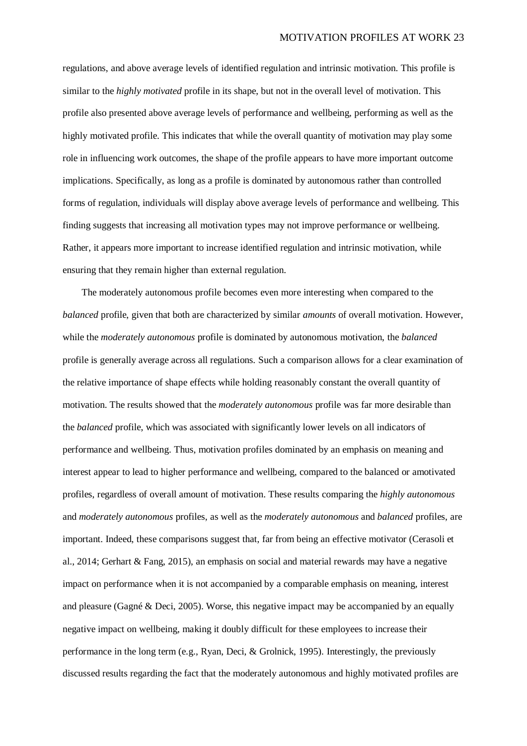regulations, and above average levels of identified regulation and intrinsic motivation. This profile is similar to the *highly motivated* profile in its shape, but not in the overall level of motivation. This profile also presented above average levels of performance and wellbeing, performing as well as the highly motivated profile. This indicates that while the overall quantity of motivation may play some role in influencing work outcomes, the shape of the profile appears to have more important outcome implications. Specifically, as long as a profile is dominated by autonomous rather than controlled forms of regulation, individuals will display above average levels of performance and wellbeing. This finding suggests that increasing all motivation types may not improve performance or wellbeing. Rather, it appears more important to increase identified regulation and intrinsic motivation, while ensuring that they remain higher than external regulation.

The moderately autonomous profile becomes even more interesting when compared to the *balanced* profile, given that both are characterized by similar *amounts* of overall motivation. However, while the *moderately autonomous* profile is dominated by autonomous motivation, the *balanced* profile is generally average across all regulations. Such a comparison allows for a clear examination of the relative importance of shape effects while holding reasonably constant the overall quantity of motivation. The results showed that the *moderately autonomous* profile was far more desirable than the *balanced* profile, which was associated with significantly lower levels on all indicators of performance and wellbeing. Thus, motivation profiles dominated by an emphasis on meaning and interest appear to lead to higher performance and wellbeing, compared to the balanced or amotivated profiles, regardless of overall amount of motivation. These results comparing the *highly autonomous* and *moderately autonomous* profiles, as well as the *moderately autonomous* and *balanced* profiles, are important. Indeed, these comparisons suggest that, far from being an effective motivator (Cerasoli et al., 2014; Gerhart & Fang, 2015), an emphasis on social and material rewards may have a negative impact on performance when it is not accompanied by a comparable emphasis on meaning, interest and pleasure (Gagné & Deci, 2005). Worse, this negative impact may be accompanied by an equally negative impact on wellbeing, making it doubly difficult for these employees to increase their performance in the long term (e.g., Ryan, Deci, & Grolnick, 1995). Interestingly, the previously discussed results regarding the fact that the moderately autonomous and highly motivated profiles are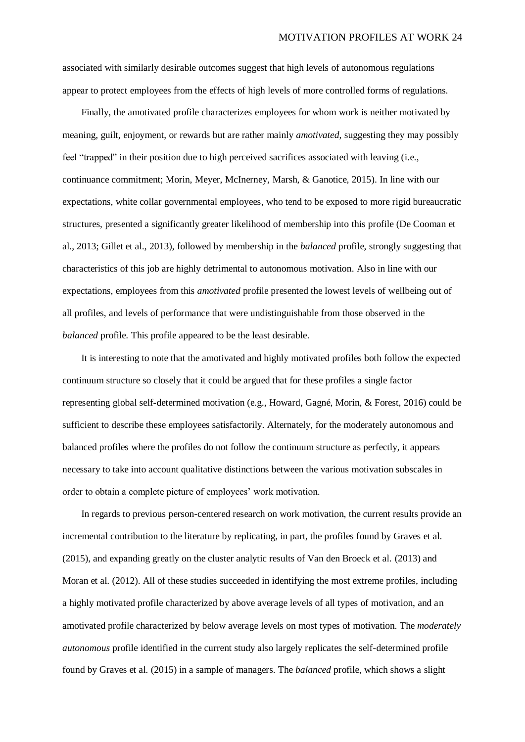associated with similarly desirable outcomes suggest that high levels of autonomous regulations appear to protect employees from the effects of high levels of more controlled forms of regulations.

Finally, the amotivated profile characterizes employees for whom work is neither motivated by meaning, guilt, enjoyment, or rewards but are rather mainly *amotivated*, suggesting they may possibly feel "trapped" in their position due to high perceived sacrifices associated with leaving (i.e., continuance commitment; Morin, Meyer, McInerney, Marsh, & Ganotice, 2015). In line with our expectations, white collar governmental employees, who tend to be exposed to more rigid bureaucratic structures, presented a significantly greater likelihood of membership into this profile (De Cooman et al., 2013; Gillet et al., 2013), followed by membership in the *balanced* profile, strongly suggesting that characteristics of this job are highly detrimental to autonomous motivation. Also in line with our expectations, employees from this *amotivated* profile presented the lowest levels of wellbeing out of all profiles, and levels of performance that were undistinguishable from those observed in the *balanced* profile. This profile appeared to be the least desirable.

It is interesting to note that the amotivated and highly motivated profiles both follow the expected continuum structure so closely that it could be argued that for these profiles a single factor representing global self-determined motivation (e.g., Howard, Gagné, Morin, & Forest, 2016) could be sufficient to describe these employees satisfactorily. Alternately, for the moderately autonomous and balanced profiles where the profiles do not follow the continuum structure as perfectly, it appears necessary to take into account qualitative distinctions between the various motivation subscales in order to obtain a complete picture of employees' work motivation.

In regards to previous person-centered research on work motivation, the current results provide an incremental contribution to the literature by replicating, in part, the profiles found by Graves et al. (2015), and expanding greatly on the cluster analytic results of Van den Broeck et al. (2013) and Moran et al. (2012). All of these studies succeeded in identifying the most extreme profiles, including a highly motivated profile characterized by above average levels of all types of motivation, and an amotivated profile characterized by below average levels on most types of motivation. The *moderately autonomous* profile identified in the current study also largely replicates the self-determined profile found by Graves et al. (2015) in a sample of managers. The *balanced* profile, which shows a slight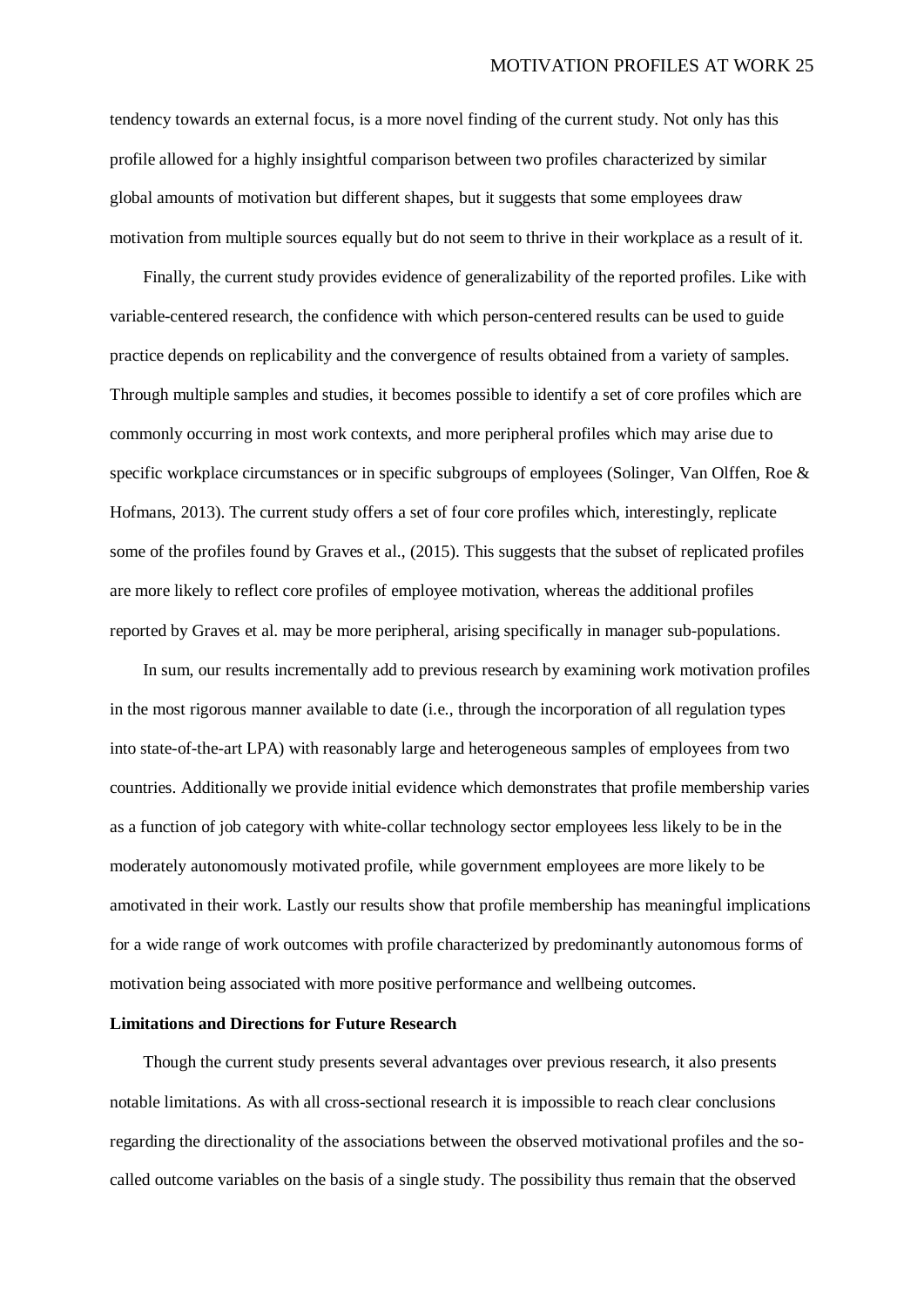tendency towards an external focus, is a more novel finding of the current study. Not only has this profile allowed for a highly insightful comparison between two profiles characterized by similar global amounts of motivation but different shapes, but it suggests that some employees draw motivation from multiple sources equally but do not seem to thrive in their workplace as a result of it.

Finally, the current study provides evidence of generalizability of the reported profiles. Like with variable-centered research, the confidence with which person-centered results can be used to guide practice depends on replicability and the convergence of results obtained from a variety of samples. Through multiple samples and studies, it becomes possible to identify a set of core profiles which are commonly occurring in most work contexts, and more peripheral profiles which may arise due to specific workplace circumstances or in specific subgroups of employees (Solinger, Van Olffen, Roe & Hofmans, 2013). The current study offers a set of four core profiles which, interestingly, replicate some of the profiles found by Graves et al., (2015). This suggests that the subset of replicated profiles are more likely to reflect core profiles of employee motivation, whereas the additional profiles reported by Graves et al. may be more peripheral, arising specifically in manager sub-populations.

In sum, our results incrementally add to previous research by examining work motivation profiles in the most rigorous manner available to date (i.e., through the incorporation of all regulation types into state-of-the-art LPA) with reasonably large and heterogeneous samples of employees from two countries. Additionally we provide initial evidence which demonstrates that profile membership varies as a function of job category with white-collar technology sector employees less likely to be in the moderately autonomously motivated profile, while government employees are more likely to be amotivated in their work. Lastly our results show that profile membership has meaningful implications for a wide range of work outcomes with profile characterized by predominantly autonomous forms of motivation being associated with more positive performance and wellbeing outcomes.

**Limitations and Directions for Future Research**

Though the current study presents several advantages over previous research, it also presents notable limitations. As with all cross-sectional research it is impossible to reach clear conclusions regarding the directionality of the associations between the observed motivational profiles and the so-called outcome variables on the basis of a single study. The possibility thus remain that the observed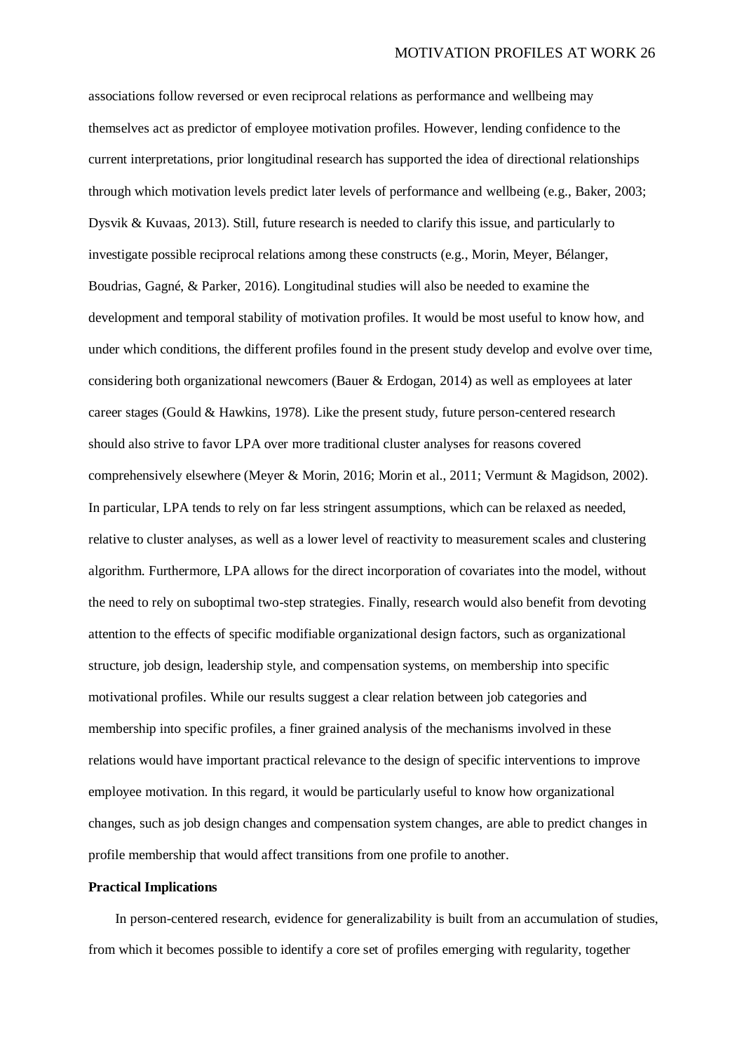associations follow reversed or even reciprocal relations as performance and wellbeing may themselves act as predictor of employee motivation profiles. However, lending confidence to the current interpretations, prior longitudinal research has supported the idea of directional relationships through which motivation levels predict later levels of performance and wellbeing (e.g., Baker, 2003; Dysvik & Kuvaas, 2013). Still, future research is needed to clarify this issue, and particularly to investigate possible reciprocal relations among these constructs (e.g., Morin, Meyer, Bélanger, Boudrias, Gagné, & Parker, 2016). Longitudinal studies will also be needed to examine the development and temporal stability of motivation profiles. It would be most useful to know how, and under which conditions, the different profiles found in the present study develop and evolve over time, considering both organizational newcomers (Bauer & Erdogan, 2014) as well as employees at later career stages (Gould & Hawkins, 1978). Like the present study, future person-centered research should also strive to favor LPA over more traditional cluster analyses for reasons covered comprehensively elsewhere (Meyer & Morin, 2016; Morin et al., 2011; Vermunt & Magidson, 2002). In particular, LPA tends to rely on far less stringent assumptions, which can be relaxed as needed, relative to cluster analyses, as well as a lower level of reactivity to measurement scales and clustering algorithm. Furthermore, LPA allows for the direct incorporation of covariates into the model, without the need to rely on suboptimal two-step strategies. Finally, research would also benefit from devoting attention to the effects of specific modifiable organizational design factors, such as organizational structure, job design, leadership style, and compensation systems, on membership into specific motivational profiles. While our results suggest a clear relation between job categories and membership into specific profiles, a finer grained analysis of the mechanisms involved in these relations would have important practical relevance to the design of specific interventions to improve employee motivation. In this regard, it would be particularly useful to know how organizational changes, such as job design changes and compensation system changes, are able to predict changes in profile membership that would affect transitions from one profile to another.

**Practical Implications**

In person-centered research, evidence for generalizability is built from an accumulation of studies, from which it becomes possible to identify a core set of profiles emerging with regularity, together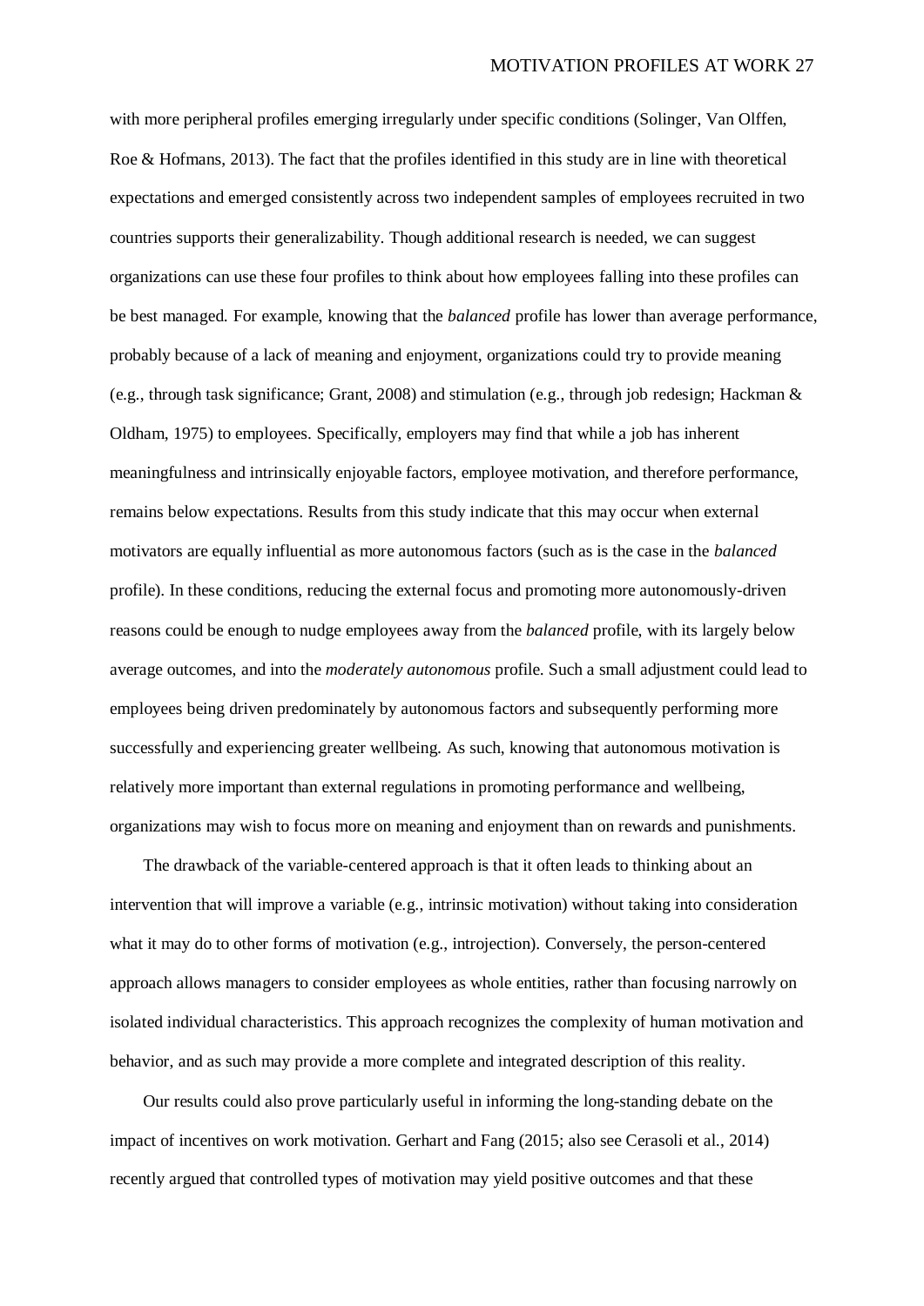with more peripheral profiles emerging irregularly under specific conditions (Solinger, Van Olffen, Roe & Hofmans, 2013). The fact that the profiles identified in this study are in line with theoretical expectations and emerged consistently across two independent samples of employees recruited in two countries supports their generalizability. Though additional research is needed, we can suggest organizations can use these four profiles to think about how employees falling into these profiles can be best managed. For example, knowing that the *balanced* profile has lower than average performance, probably because of a lack of meaning and enjoyment, organizations could try to provide meaning (e.g., through task significance; Grant, 2008) and stimulation (e.g., through job redesign; Hackman & Oldham, 1975) to employees. Specifically, employers may find that while a job has inherent meaningfulness and intrinsically enjoyable factors, employee motivation, and therefore performance, remains below expectations. Results from this study indicate that this may occur when external motivators are equally influential as more autonomous factors (such as is the case in the *balanced* profile). In these conditions, reducing the external focus and promoting more autonomously-driven reasons could be enough to nudge employees away from the *balanced* profile, with its largely below average outcomes, and into the *moderately autonomous* profile. Such a small adjustment could lead to employees being driven predominately by autonomous factors and subsequently performing more successfully and experiencing greater wellbeing. As such, knowing that autonomous motivation is relatively more important than external regulations in promoting performance and wellbeing, organizations may wish to focus more on meaning and enjoyment than on rewards and punishments.

The drawback of the variable-centered approach is that it often leads to thinking about an intervention that will improve a variable (e.g., intrinsic motivation) without taking into consideration what it may do to other forms of motivation (e.g., introjection). Conversely, the person-centered approach allows managers to consider employees as whole entities, rather than focusing narrowly on isolated individual characteristics. This approach recognizes the complexity of human motivation and behavior, and as such may provide a more complete and integrated description of this reality.

Our results could also prove particularly useful in informing the long-standing debate on the impact of incentives on work motivation. Gerhart and Fang (2015; also see Cerasoli et al., 2014) recently argued that controlled types of motivation may yield positive outcomes and that these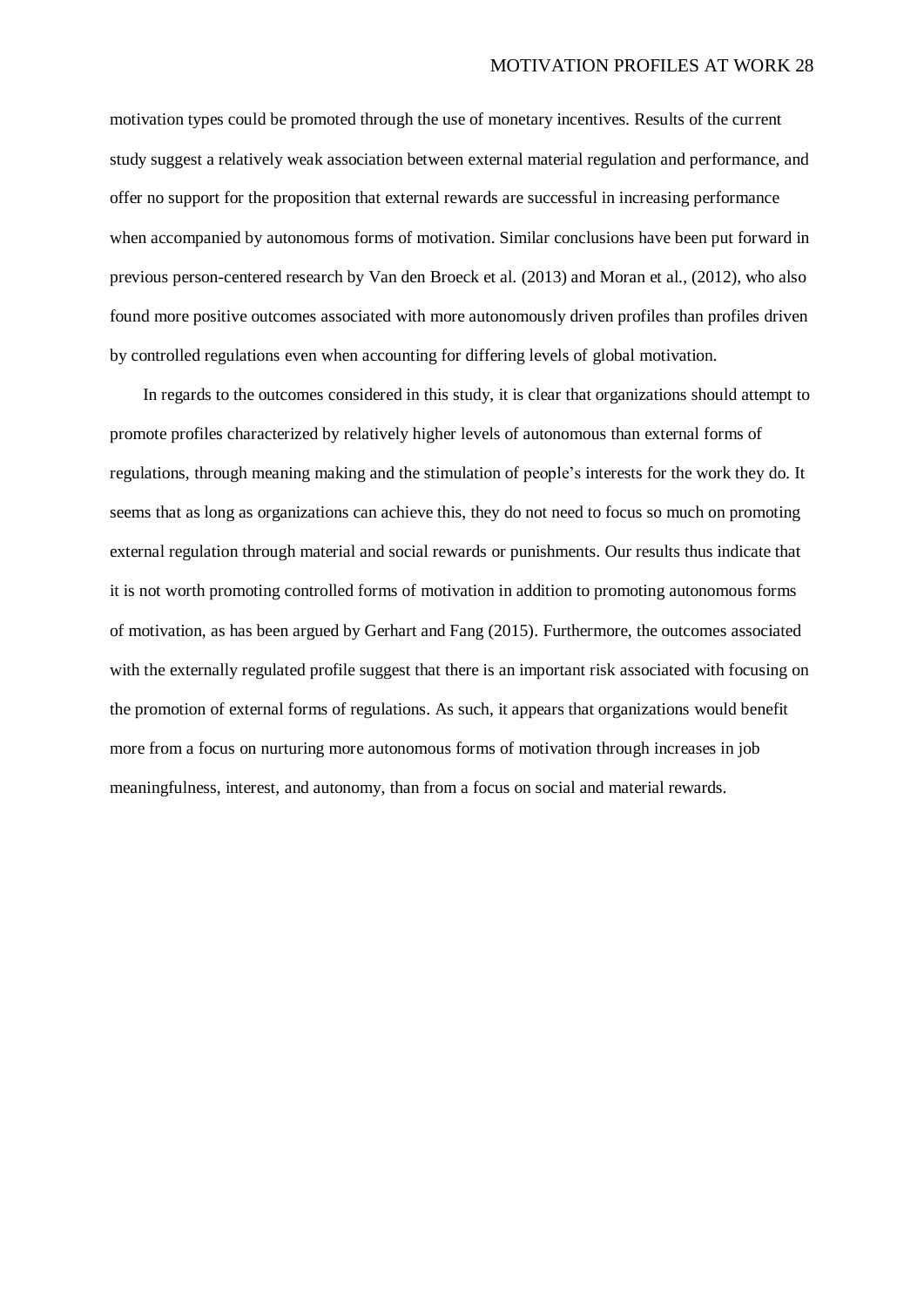motivation types could be promoted through the use of monetary incentives. Results of the current study suggest a relatively weak association between external material regulation and performance, and offer no support for the proposition that external rewards are successful in increasing performance when accompanied by autonomous forms of motivation. Similar conclusions have been put forward in previous person-centered research by Van den Broeck et al. (2013) and Moran et al., (2012), who also found more positive outcomes associated with more autonomously driven profiles than profiles driven by controlled regulations even when accounting for differing levels of global motivation.

In regards to the outcomes considered in this study, it is clear that organizations should attempt to promote profiles characterized by relatively higher levels of autonomous than external forms of regulations, through meaning making and the stimulation of people's interests for the work they do. It seems that as long as organizations can achieve this, they do not need to focus so much on promoting external regulation through material and social rewards or punishments. Our results thus indicate that it is not worth promoting controlled forms of motivation in addition to promoting autonomous forms of motivation, as has been argued by Gerhart and Fang (2015). Furthermore, the outcomes associated with the externally regulated profile suggest that there is an important risk associated with focusing on the promotion of external forms of regulations. As such, it appears that organizations would benefit more from a focus on nurturing more autonomous forms of motivation through increases in job meaningfulness, interest, and autonomy, than from a focus on social and material rewards.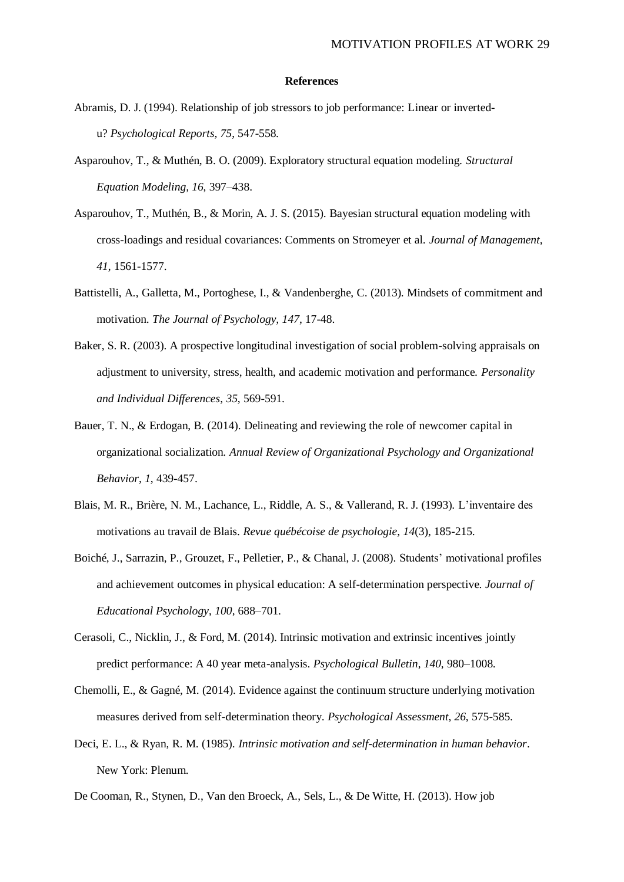## References

Abramis, D. J. (1994). Relationship of job stressors to job performance: Linear or inverted-u? *Psychological Reports, 75*, 547-558.

Asparouhov, T., & Muthén, B. O. (2009). Exploratory structural equation modeling. *Structural Equation Modeling, 16*, 397–438.

Asparouhov, T., Muthén, B., & Morin, A. J. S. (2015). Bayesian structural equation modeling with cross-loadings and residual covariances: Comments on Stromeyer et al. *Journal of Management, 41*, 1561-1577.

Battistelli, A., Galletta, M., Portoghese, I., & Vandenberghe, C. (2013). Mindsets of commitment and motivation. *The Journal of Psychology, 147*, 17-48.

Baker, S. R. (2003). A prospective longitudinal investigation of social problem-solving appraisals on adjustment to university, stress, health, and academic motivation and performance. *Personality and Individual Differences*, *35*, 569-591.

Bauer, T. N., & Erdogan, B. (2014). Delineating and reviewing the role of newcomer capital in organizational socialization. *Annual Review of Organizational Psychology and Organizational Behavior, 1*, 439-457.

Blais, M. R., Brière, N. M., Lachance, L., Riddle, A. S., & Vallerand, R. J. (1993). L'inventaire des motivations au travail de Blais. *Revue québécoise de psychologie*, *14*(3), 185-215.

Boiché, J., Sarrazin, P., Grouzet, F., Pelletier, P., & Chanal, J. (2008). Students' motivational profiles and achievement outcomes in physical education: A self-determination perspective. *Journal of Educational Psychology*, *100*, 688–701.

Cerasoli, C., Nicklin, J., & Ford, M. (2014). Intrinsic motivation and extrinsic incentives jointly predict performance: A 40 year meta-analysis. *Psychological Bulletin*, *140*, 980–1008.

Chemolli, E., & Gagné, M. (2014). Evidence against the continuum structure underlying motivation measures derived from self-determination theory. *Psychological Assessment, 26*, 575-585.

Deci, E. L., & Ryan, R. M. (1985). *Intrinsic motivation and self-determination in human behavior*. New York: Plenum.

De Cooman, R., Stynen, D., Van den Broeck, A., Sels, L., & De Witte, H. (2013). How job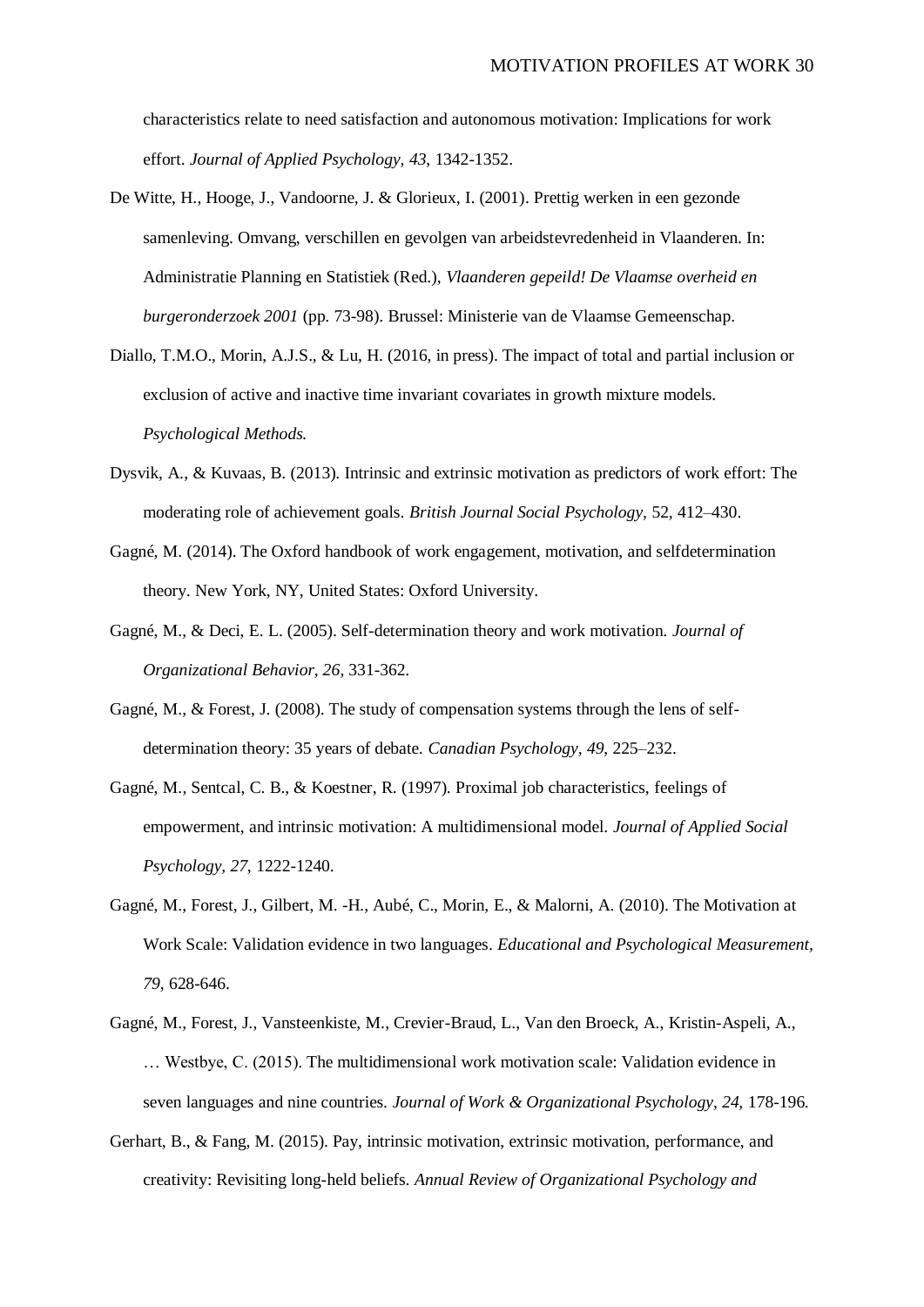characteristics relate to need satisfaction and autonomous motivation: Implications for work effort. *Journal of Applied Psychology, 43*, 1342-1352.

De Witte, H., Hooge, J., Vandoorne, J. & Glorieux, I. (2001). Prettig werken in een gezonde samenleving. Omvang, verschillen en gevolgen van arbeidstevredenheid in Vlaanderen. In: Administratie Planning en Statistiek (Red.), *Vlaanderen gepeild! De Vlaamse overheid en burgeronderzoek 2001* (pp. 73-98). Brussel: Ministerie van de Vlaamse Gemeenschap.

Diallo, T.M.O., Morin, A.J.S., & Lu, H. (2016, in press). The impact of total and partial inclusion or exclusion of active and inactive time invariant covariates in growth mixture models. *Psychological Methods.*

Dysvik, A., & Kuvaas, B. (2013). Intrinsic and extrinsic motivation as predictors of work effort: The moderating role of achievement goals. *British Journal Social Psychology*, 52, 412–430.

Gagné, M. (2014). The Oxford handbook of work engagement, motivation, and selfdetermination theory. New York, NY, United States: Oxford University.

Gagné, M., & Deci, E. L. (2005). Self-determination theory and work motivation. *Journal of Organizational Behavior, 26*, 331-362.

Gagné, M., & Forest, J. (2008). The study of compensation systems through the lens of self-determination theory: 35 years of debate. *Canadian Psychology, 49*, 225–232.

Gagné, M., Sentcal, C. B., & Koestner, R. (1997). Proximal job characteristics, feelings of empowerment, and intrinsic motivation: A multidimensional model. *Journal of Applied Social Psychology, 27,* 1222-1240.

Gagné, M., Forest, J., Gilbert, M. -H., Aubé, C., Morin, E., & Malorni, A. (2010). The Motivation at Work Scale: Validation evidence in two languages. *Educational and Psychological Measurement, 79*, 628-646.

Gagné, M., Forest, J., Vansteenkiste, M., Crevier-Braud, L., Van den Broeck, A., Kristin-Aspeli, A., … Westbye, C. (2015). The multidimensional work motivation scale: Validation evidence in seven languages and nine countries. *Journal of Work & Organizational Psychology, 24*, 178-196.

Gerhart, B., & Fang, M. (2015). Pay, intrinsic motivation, extrinsic motivation, performance, and creativity: Revisiting long-held beliefs. *Annual Review of Organizational Psychology and*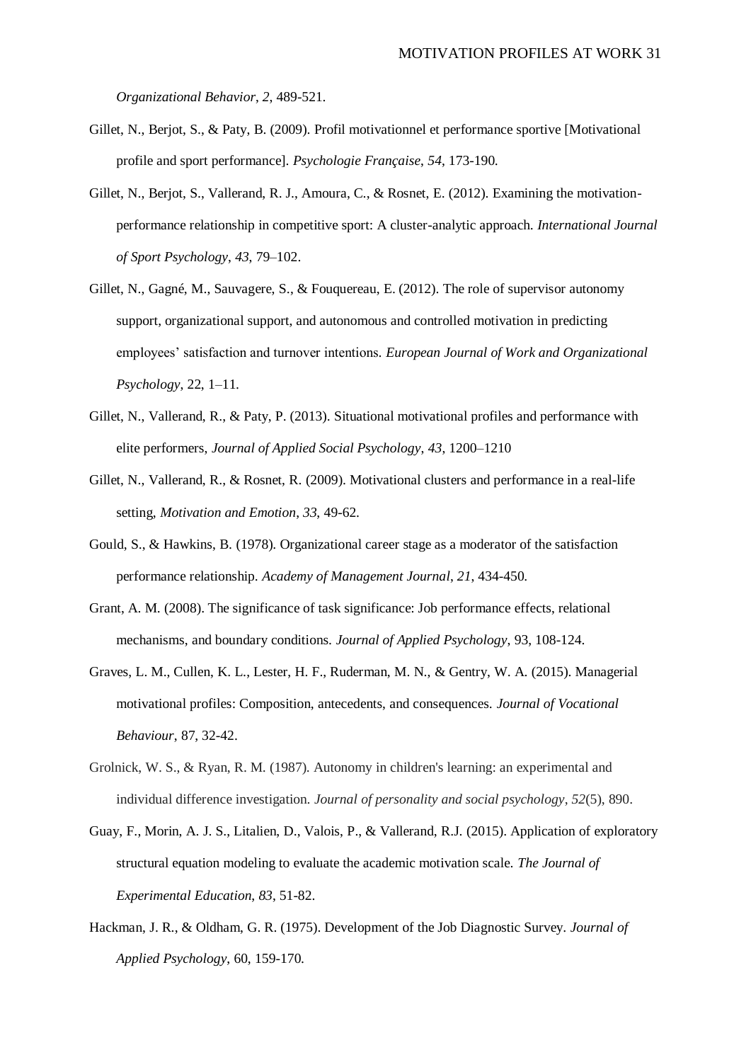*Organizational Behavior*, *2*, 489-521.

Gillet, N., Berjot, S., & Paty, B. (2009). Profil motivationnel et performance sportive [Motivational profile and sport performance]. *Psychologie Française*, *54*, 173-190.

Gillet, N., Berjot, S., Vallerand, R. J., Amoura, C., & Rosnet, E. (2012). Examining the motivation-performance relationship in competitive sport: A cluster-analytic approach. *International Journal of Sport Psychology*, *43*, 79–102.

Gillet, N., Gagné, M., Sauvagere, S., & Fouquereau, E. (2012). The role of supervisor autonomy support, organizational support, and autonomous and controlled motivation in predicting employees' satisfaction and turnover intentions. *European Journal of Work and Organizational Psychology*, 22, 1–11.

Gillet, N., Vallerand, R., & Paty, P. (2013). Situational motivational profiles and performance with elite performers, *Journal of Applied Social Psychology*, *43*, 1200–1210

Gillet, N., Vallerand, R., & Rosnet, R. (2009). Motivational clusters and performance in a real-life setting, *Motivation and Emotion*, *33*, 49-62.

Gould, S., & Hawkins, B. (1978). Organizational career stage as a moderator of the satisfaction performance relationship. *Academy of Management Journal*, *21*, 434-450.

Grant, A. M. (2008). The significance of task significance: Job performance effects, relational mechanisms, and boundary conditions. *Journal of Applied Psychology*, 93, 108-124.

Graves, L. M., Cullen, K. L., Lester, H. F., Ruderman, M. N., & Gentry, W. A. (2015). Managerial motivational profiles: Composition, antecedents, and consequences. *Journal of Vocational Behaviour*, 87, 32-42.

Grolnick, W. S., & Ryan, R. M. (1987). Autonomy in children's learning: an experimental and individual difference investigation. *Journal of personality and social psychology*, *52*(5), 890.

Guay, F., Morin, A. J. S., Litalien, D., Valois, P., & Vallerand, R.J. (2015). Application of exploratory structural equation modeling to evaluate the academic motivation scale. *The Journal of Experimental Education*, *83*, 51-82.

Hackman, J. R., & Oldham, G. R. (1975). Development of the Job Diagnostic Survey. *Journal of Applied Psychology*, 60, 159-170.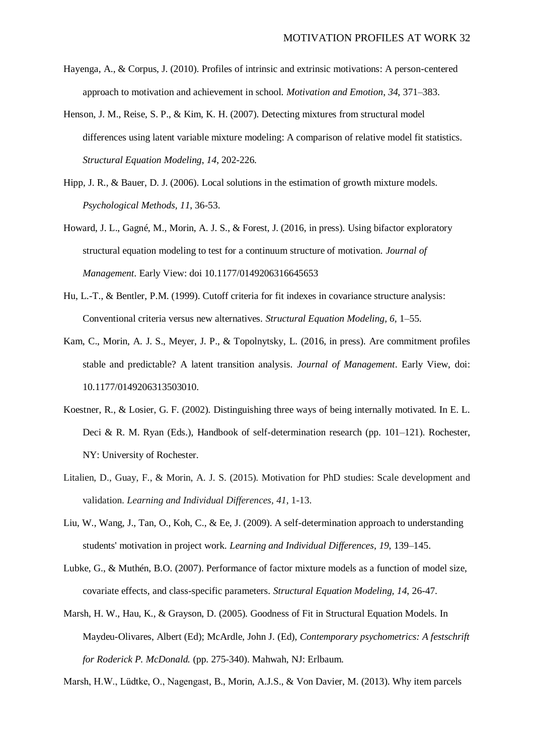Hayenga, A., & Corpus, J. (2010). Profiles of intrinsic and extrinsic motivations: A person-centered approach to motivation and achievement in school. *Motivation and Emotion*, *34*, 371–383.

Henson, J. M., Reise, S. P., & Kim, K. H. (2007). Detecting mixtures from structural model differences using latent variable mixture modeling: A comparison of relative model fit statistics. *Structural Equation Modeling*, *14*, 202-226.

Hipp, J. R., & Bauer, D. J. (2006). Local solutions in the estimation of growth mixture models. *Psychological Methods*, *11*, 36-53.

Howard, J. L., Gagné, M., Morin, A. J. S., & Forest, J. (2016, in press). Using bifactor exploratory structural equation modeling to test for a continuum structure of motivation. *Journal of Management*. Early View: doi 10.1177/0149206316645653

Hu, L.-T., & Bentler, P.M. (1999). Cutoff criteria for fit indexes in covariance structure analysis: Conventional criteria versus new alternatives. *Structural Equation Modeling, 6*, 1–55.

Kam, C., Morin, A. J. S., Meyer, J. P., & Topolnytsky, L. (2016, in press). Are commitment profiles stable and predictable? A latent transition analysis. *Journal of Management*. Early View, doi: 10.1177/0149206313503010.

Koestner, R., & Losier, G. F. (2002). Distinguishing three ways of being internally motivated. In E. L. Deci & R. M. Ryan (Eds.), Handbook of self-determination research (pp. 101–121). Rochester, NY: University of Rochester.

Litalien, D., Guay, F., & Morin, A. J. S. (2015). Motivation for PhD studies: Scale development and validation. *Learning and Individual Differences, 41*, 1-13.

Liu, W., Wang, J., Tan, O., Koh, C., & Ee, J. (2009). A self-determination approach to understanding students' motivation in project work. *Learning and Individual Differences*, *19*, 139–145.

Lubke, G., & Muthén, B.O. (2007). Performance of factor mixture models as a function of model size, covariate effects, and class-specific parameters. *Structural Equation Modeling, 14*, 26-47.

Marsh, H. W., Hau, K., & Grayson, D. (2005). Goodness of Fit in Structural Equation Models. In Maydeu-Olivares, Albert (Ed); McArdle, John J. (Ed), *Contemporary psychometrics: A festschrift for Roderick P. McDonald.* (pp. 275-340). Mahwah, NJ: Erlbaum.

Marsh, H.W., Lüdtke, O., Nagengast, B., Morin, A.J.S., & Von Davier, M. (2013). Why item parcels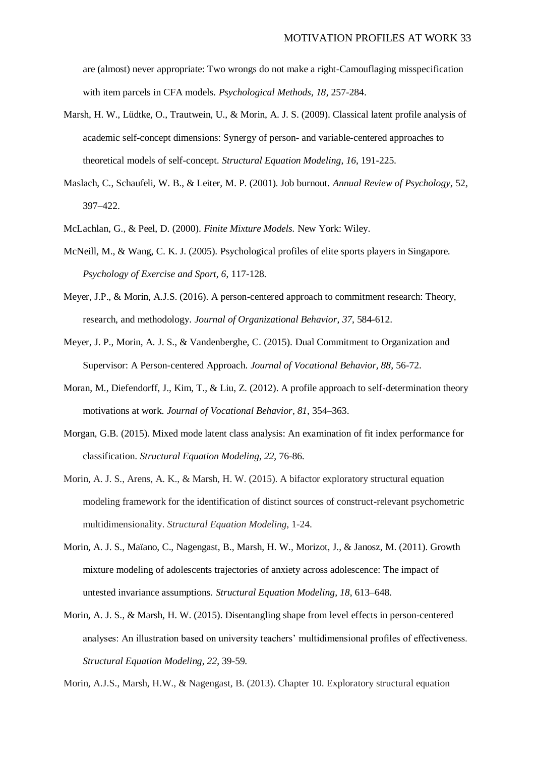are (almost) never appropriate: Two wrongs do not make a right-Camouflaging misspecification with item parcels in CFA models. *Psychological Methods, 18*, 257-284.

Marsh, H. W., Lüdtke, O., Trautwein, U., & Morin, A. J. S. (2009). Classical latent profile analysis of academic self-concept dimensions: Synergy of person- and variable-centered approaches to theoretical models of self-concept. *Structural Equation Modeling, 16*, 191-225.

Maslach, C., Schaufeli, W. B., & Leiter, M. P. (2001). Job burnout. *Annual Review of Psychology*, 52, 397–422.

McLachlan, G., & Peel, D. (2000). *Finite Mixture Models.* New York: Wiley.

McNeill, M., & Wang, C. K. J. (2005). Psychological profiles of elite sports players in Singapore. *Psychology of Exercise and Sport, 6*, 117-128.

Meyer, J.P., & Morin, A.J.S. (2016). A person-centered approach to commitment research: Theory, research, and methodology. *Journal of Organizational Behavior, 37*, 584-612.

Meyer, J. P., Morin, A. J. S., & Vandenberghe, C. (2015). Dual Commitment to Organization and Supervisor: A Person-centered Approach. *Journal of Vocational Behavior, 88*, 56-72.

Moran, M., Diefendorff, J., Kim, T., & Liu, Z. (2012). A profile approach to self-determination theory motivations at work. *Journal of Vocational Behavior, 81*, 354–363.

Morgan, G.B. (2015). Mixed mode latent class analysis: An examination of fit index performance for classification. *Structural Equation Modeling, 22*, 76-86.

Morin, A. J. S., Arens, A. K., & Marsh, H. W. (2015). A bifactor exploratory structural equation modeling framework for the identification of distinct sources of construct-relevant psychometric multidimensionality. *Structural Equation Modeling*, 1-24.

Morin, A. J. S., Maïano, C., Nagengast, B., Marsh, H. W., Morizot, J., & Janosz, M. (2011). Growth mixture modeling of adolescents trajectories of anxiety across adolescence: The impact of untested invariance assumptions. *Structural Equation Modeling, 18*, 613–648.

Morin, A. J. S., & Marsh, H. W. (2015). Disentangling shape from level effects in person-centered analyses: An illustration based on university teachers' multidimensional profiles of effectiveness. *Structural Equation Modeling, 22*, 39-59.

Morin, A.J.S., Marsh, H.W., & Nagengast, B. (2013). Chapter 10. Exploratory structural equation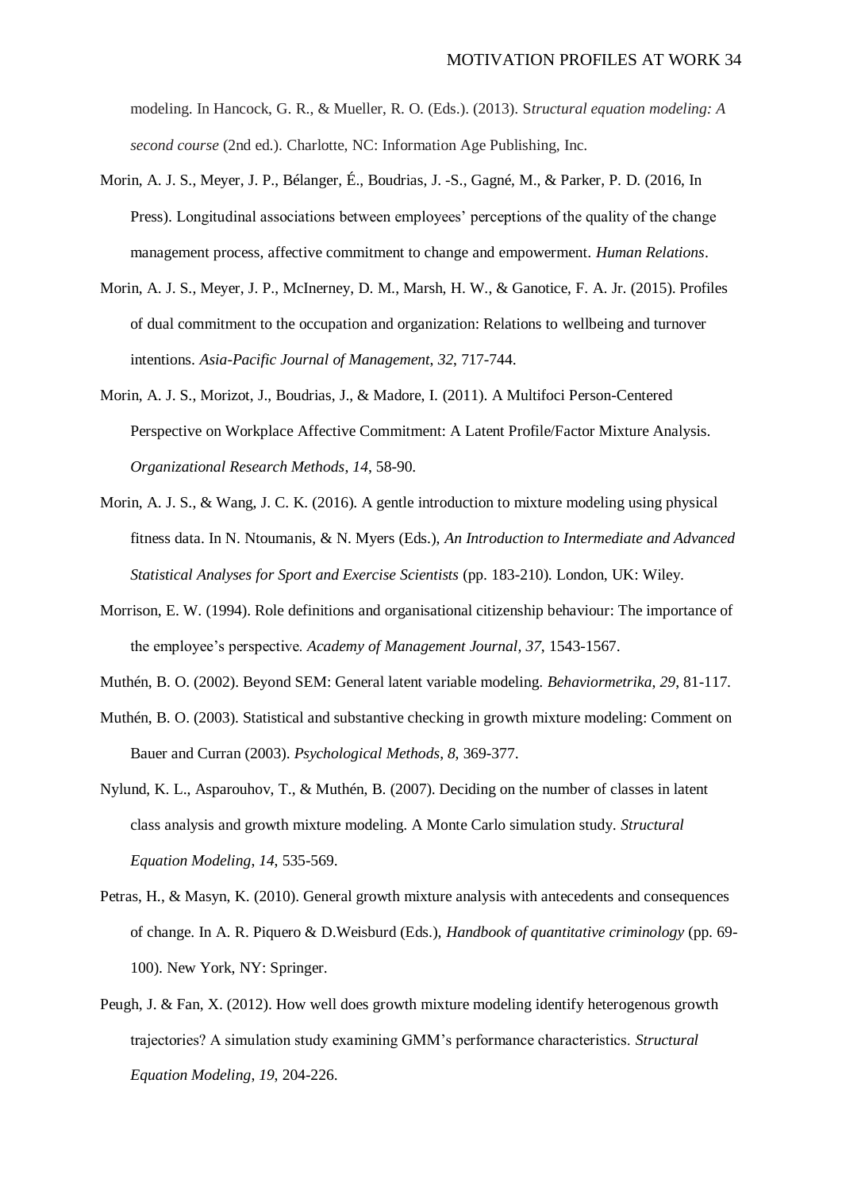modeling. In Hancock, G. R., & Mueller, R. O. (Eds.). (2013). S*tructural equation modeling: A second course* (2nd ed.). Charlotte, NC: Information Age Publishing, Inc.

Morin, A. J. S., Meyer, J. P., Bélanger, É., Boudrias, J. -S., Gagné, M., & Parker, P. D. (2016, In Press). Longitudinal associations between employees' perceptions of the quality of the change management process, affective commitment to change and empowerment. *Human Relations*.

Morin, A. J. S., Meyer, J. P., McInerney, D. M., Marsh, H. W., & Ganotice, F. A. Jr. (2015). Profiles of dual commitment to the occupation and organization: Relations to wellbeing and turnover intentions. *Asia-Pacific Journal of Management*, *32*, 717-744.

Morin, A. J. S., Morizot, J., Boudrias, J., & Madore, I. (2011). A Multifoci Person-Centered Perspective on Workplace Affective Commitment: A Latent Profile/Factor Mixture Analysis. *Organizational Research Methods*, *14*, 58-90.

Morin, A. J. S., & Wang, J. C. K. (2016). A gentle introduction to mixture modeling using physical fitness data. In N. Ntoumanis, & N. Myers (Eds.), *An Introduction to Intermediate and Advanced Statistical Analyses for Sport and Exercise Scientists* (pp. 183-210). London, UK: Wiley.

Morrison, E. W. (1994). Role definitions and organisational citizenship behaviour: The importance of the employee's perspective. *Academy of Management Journal, 37*, 1543-1567.

Muthén, B. O. (2002). Beyond SEM: General latent variable modeling. *Behaviormetrika*, *29*, 81-117.

Muthén, B. O. (2003). Statistical and substantive checking in growth mixture modeling: Comment on Bauer and Curran (2003). *Psychological Methods*, *8*, 369-377.

Nylund, K. L., Asparouhov, T., & Muthén, B. (2007). Deciding on the number of classes in latent class analysis and growth mixture modeling. A Monte Carlo simulation study. *Structural Equation Modeling, 14*, 535-569.

Petras, H., & Masyn, K. (2010). General growth mixture analysis with antecedents and consequences of change. In A. R. Piquero & D.Weisburd (Eds.), *Handbook of quantitative criminology* (pp. 69-100). New York, NY: Springer.

Peugh, J. & Fan, X. (2012). How well does growth mixture modeling identify heterogenous growth trajectories? A simulation study examining GMM's performance characteristics. *Structural Equation Modeling*, *19*, 204-226.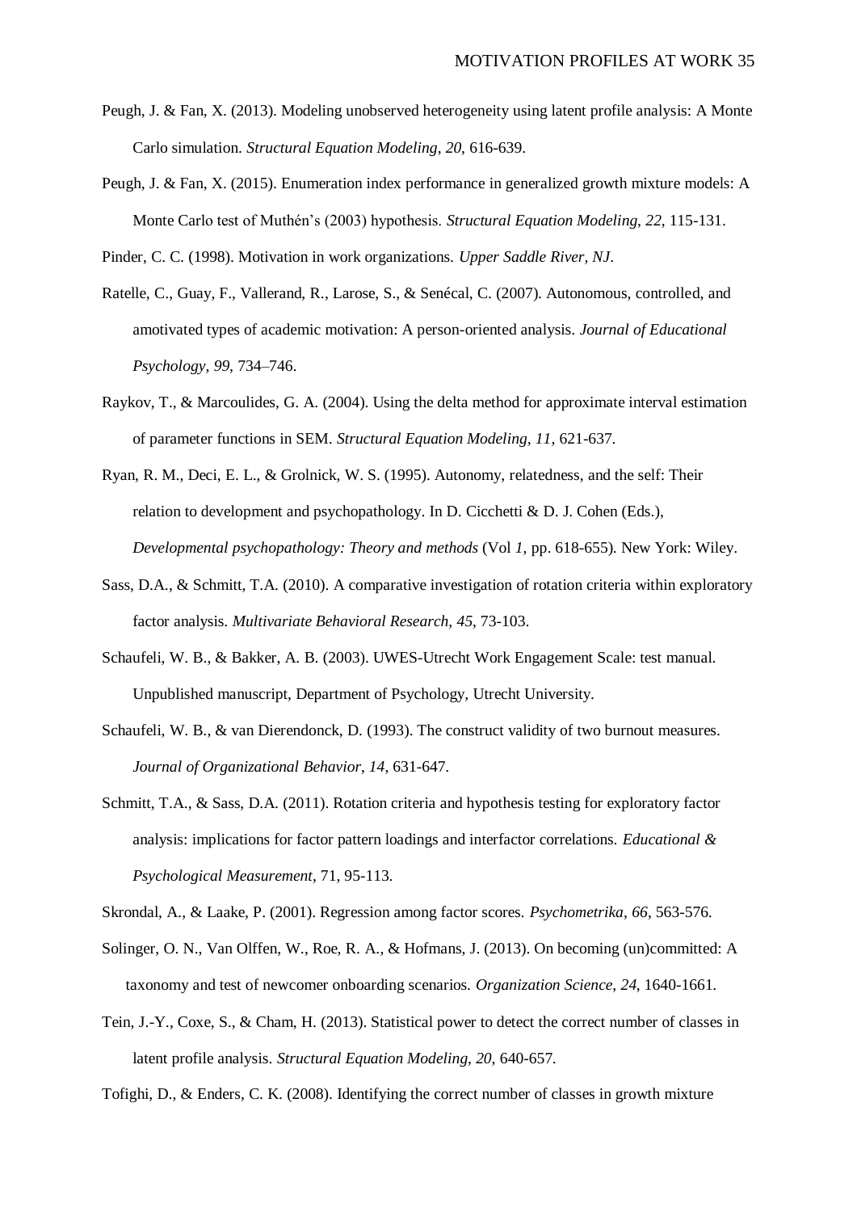Peugh, J. & Fan, X. (2013). Modeling unobserved heterogeneity using latent profile analysis: A Monte Carlo simulation. *Structural Equation Modeling*, *20*, 616-639.

Peugh, J. & Fan, X. (2015). Enumeration index performance in generalized growth mixture models: A Monte Carlo test of Muthén's (2003) hypothesis. *Structural Equation Modeling*, *22*, 115-131.

Pinder, C. C. (1998). Motivation in work organizations. *Upper Saddle River, NJ*.

Ratelle, C., Guay, F., Vallerand, R., Larose, S., & Senécal, C. (2007). Autonomous, controlled, and amotivated types of academic motivation: A person-oriented analysis. *Journal of Educational Psychology*, *99*, 734–746.

Raykov, T., & Marcoulides, G. A. (2004). Using the delta method for approximate interval estimation of parameter functions in SEM. *Structural Equation Modeling*, *11*, 621-637.

Ryan, R. M., Deci, E. L., & Grolnick, W. S. (1995). Autonomy, relatedness, and the self: Their relation to development and psychopathology. In D. Cicchetti & D. J. Cohen (Eds.), *Developmental psychopathology: Theory and methods* (Vol *1*, pp. 618-655). New York: Wiley.

Sass, D.A., & Schmitt, T.A. (2010). A comparative investigation of rotation criteria within exploratory factor analysis. *Multivariate Behavioral Research*, *45*, 73-103.

Schaufeli, W. B., & Bakker, A. B. (2003). UWES-Utrecht Work Engagement Scale: test manual. Unpublished manuscript, Department of Psychology, Utrecht University.

Schaufeli, W. B., & van Dierendonck, D. (1993). The construct validity of two burnout measures. *Journal of Organizational Behavior*, *14*, 631-647.

Schmitt, T.A., & Sass, D.A. (2011). Rotation criteria and hypothesis testing for exploratory factor analysis: implications for factor pattern loadings and interfactor correlations. *Educational & Psychological Measurement*, 71, 95-113.

Skrondal, A., & Laake, P. (2001). Regression among factor scores. *Psychometrika*, *66*, 563-576.

Solinger, O. N., Van Olffen, W., Roe, R. A., & Hofmans, J. (2013). On becoming (un)committed: A taxonomy and test of newcomer onboarding scenarios. *Organization Science*, *24*, 1640-1661.

Tein, J.-Y., Coxe, S., & Cham, H. (2013). Statistical power to detect the correct number of classes in latent profile analysis. *Structural Equation Modeling*, *20*, 640-657.

Tofighi, D., & Enders, C. K. (2008). Identifying the correct number of classes in growth mixture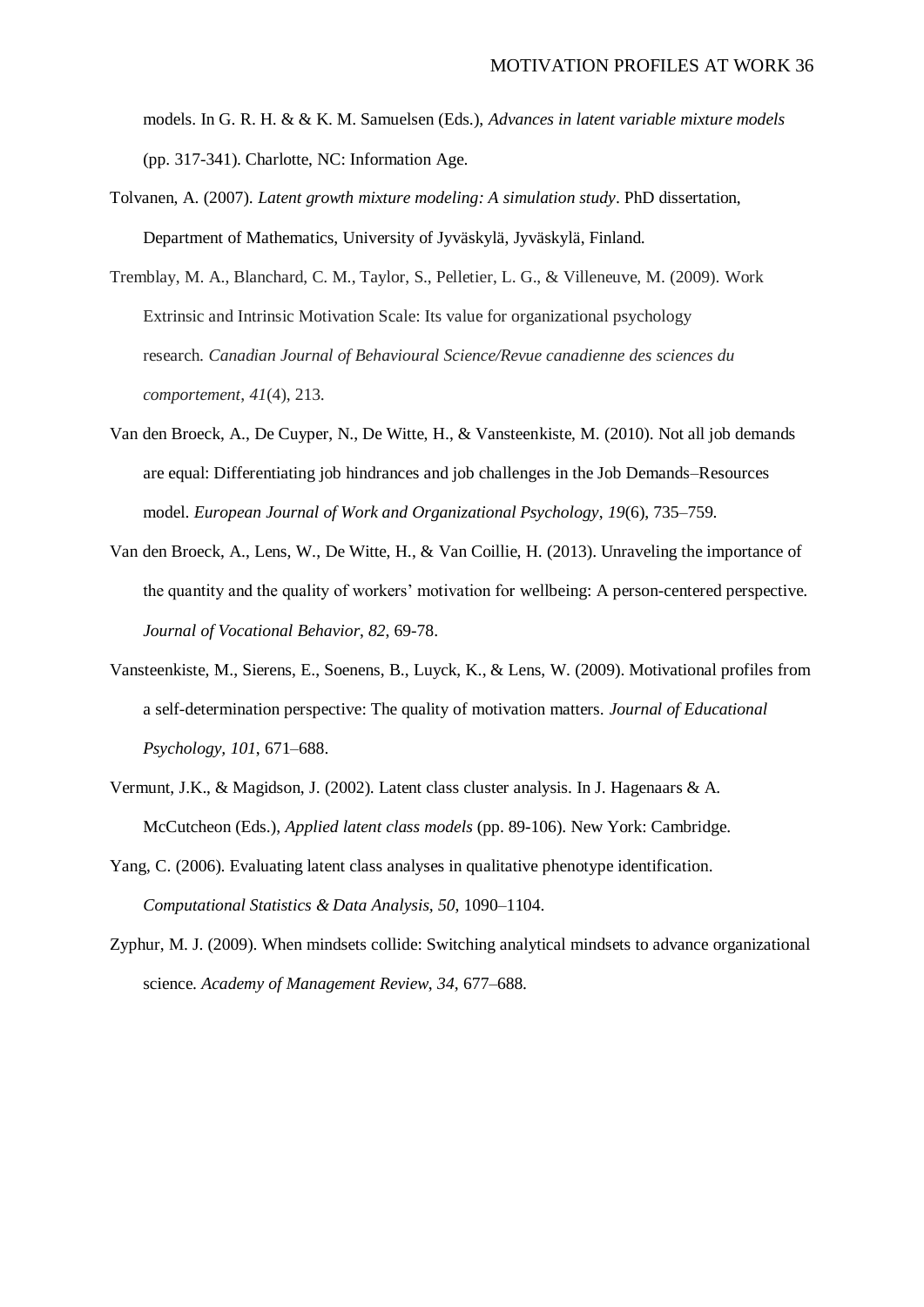models. In G. R. H. & & K. M. Samuelsen (Eds.), *Advances in latent variable mixture models* (pp. 317-341). Charlotte, NC: Information Age.

Tolvanen, A. (2007). *Latent growth mixture modeling: A simulation study*. PhD dissertation, Department of Mathematics, University of Jyväskylä, Jyväskylä, Finland.

Tremblay, M. A., Blanchard, C. M., Taylor, S., Pelletier, L. G., & Villeneuve, M. (2009). Work Extrinsic and Intrinsic Motivation Scale: Its value for organizational psychology research. *Canadian Journal of Behavioural Science/Revue canadienne des sciences du comportement*, *41*(4), 213.

Van den Broeck, A., De Cuyper, N., De Witte, H., & Vansteenkiste, M. (2010). Not all job demands are equal: Differentiating job hindrances and job challenges in the Job Demands–Resources model. *European Journal of Work and Organizational Psychology*, *19*(6), 735–759.

Van den Broeck, A., Lens, W., De Witte, H., & Van Coillie, H. (2013). Unraveling the importance of the quantity and the quality of workers' motivation for wellbeing: A person-centered perspective. *Journal of Vocational Behavior*, *82*, 69-78.

Vansteenkiste, M., Sierens, E., Soenens, B., Luyck, K., & Lens, W. (2009). Motivational profiles from a self-determination perspective: The quality of motivation matters. *Journal of Educational Psychology*, *101*, 671–688.

Vermunt, J.K., & Magidson, J. (2002). Latent class cluster analysis. In J. Hagenaars & A. McCutcheon (Eds.), *Applied latent class models* (pp. 89-106). New York: Cambridge.

Yang, C. (2006). Evaluating latent class analyses in qualitative phenotype identification. *Computational Statistics & Data Analysis*, *50*, 1090–1104.

Zyphur, M. J. (2009). When mindsets collide: Switching analytical mindsets to advance organizational science. *Academy of Management Review*, *34*, 677–688.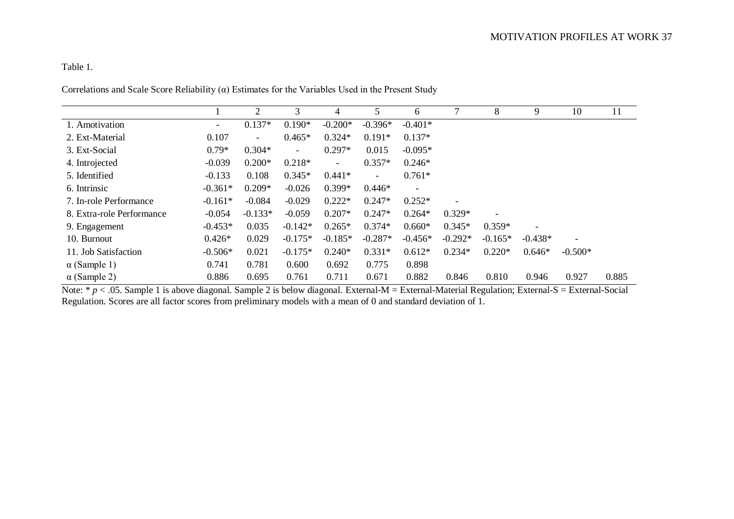Table 1.

Correlations and Scale Score Reliability (α) Estimates for the Variables Used in the Present Study

| | 1 | 2 | 3 | 4 | 5 | 6 | 7 | 8 | 9 | 10 | 11 |
|---|---|---|---|---|---|---|---|---|---|---|---|
| 1. Amotivation | - | 0.137* | 0.190* | -0.200* | -0.396* | -0.401* | | | | | |
| 2. Ext-Material | 0.107 | - | 0.465* | 0.324* | 0.191* | 0.137* | | | | | |
| 3. Ext-Social | 0.79* | 0.304* | - | 0.297* | 0.015 | -0.095* | | | | | |
| 4. Introjected | -0.039 | 0.200* | 0.218* | - | 0.357* | 0.246* | | | | | |
| 5. Identified | -0.133 | 0.108 | 0.345* | 0.441* | - | 0.761* | | | | | |
| 6. Intrinsic | -0.361* | 0.209* | -0.026 | 0.399* | 0.446* | - | | | | | |
| 7. In-role Performance | -0.161* | -0.084 | -0.029 | 0.222* | 0.247* | 0.252* | - | | | | |
| 8. Extra-role Performance | -0.054 | -0.133* | -0.059 | 0.207* | 0.247* | 0.264* | 0.329* | - | | | |
| 9. Engagement | -0.453* | 0.035 | -0.142* | 0.265* | 0.374* | 0.660* | 0.345* | 0.359* | - | | |
| 10. Burnout | 0.426* | 0.029 | -0.175* | -0.185* | -0.287* | -0.456* | -0.292* | -0.165* | -0.438* | - | |
| 11. Job Satisfaction | -0.506* | 0.021 | -0.175* | 0.240* | 0.331* | 0.612* | 0.234* | 0.220* | 0.646* | -0.500* | |
| α (Sample 1) | 0.741 | 0.781 | 0.600 | 0.692 | 0.775 | 0.898 | | | | | |
| α (Sample 2) | 0.886 | 0.695 | 0.761 | 0.711 | 0.671 | 0.882 | 0.846 | 0.810 | 0.946 | 0.927 | 0.885 |

Note: * $p < .05$. Sample 1 is above diagonal. Sample 2 is below diagonal. External-M = External-Material Regulation; External-S = External-Social Regulation. Scores are all factor scores from preliminary models with a mean of 0 and standard deviation of 1.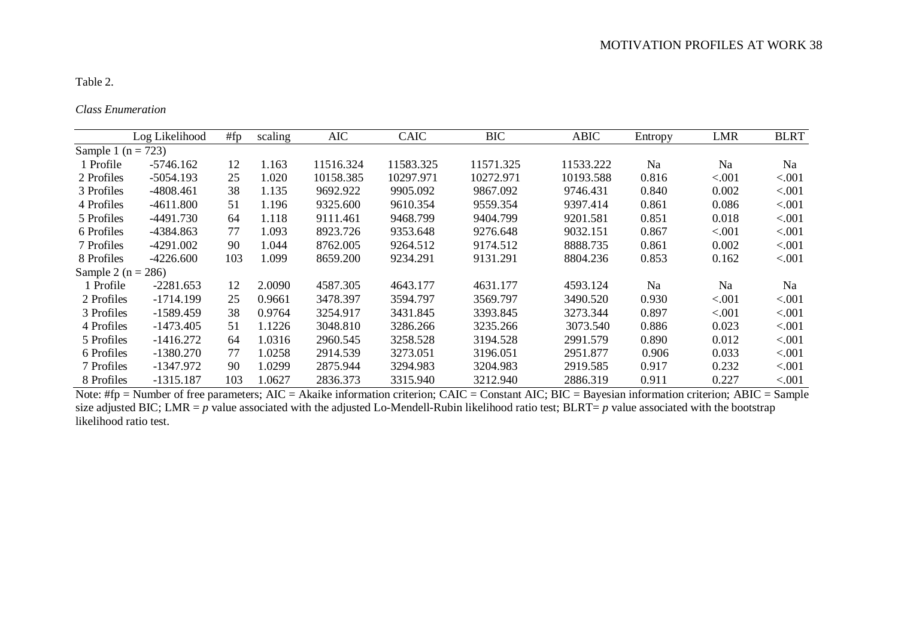Table 2.

*Class Enumeration*

| | Log Likelihood | #fp | scaling | AIC | CAIC | BIC | ABIC | Entropy | LMR | BLRT |
|---|---|---|---|---|---|---|---|---|---|---|
| Sample 1 (n = 723) | | | | | | | | | | |
| 1 Profile | -5746.162 | 12 | 1.163 | 11516.324 | 11583.325 | 11571.325 | 11533.222 | Na | Na | Na |
| 2 Profiles | -5054.193 | 25 | 1.020 | 10158.385 | 10297.971 | 10272.971 | 10193.588 | 0.816 | <.001 | <.001 |
| 3 Profiles | -4808.461 | 38 | 1.135 | 9692.922 | 9905.092 | 9867.092 | 9746.431 | 0.840 | 0.002 | <.001 |
| 4 Profiles | -4611.800 | 51 | 1.196 | 9325.600 | 9610.354 | 9559.354 | 9397.414 | 0.861 | 0.086 | <.001 |
| 5 Profiles | -4491.730 | 64 | 1.118 | 9111.461 | 9468.799 | 9404.799 | 9201.581 | 0.851 | 0.018 | <.001 |
| 6 Profiles | -4384.863 | 77 | 1.093 | 8923.726 | 9353.648 | 9276.648 | 9032.151 | 0.867 | <.001 | <.001 |
| 7 Profiles | -4291.002 | 90 | 1.044 | 8762.005 | 9264.512 | 9174.512 | 8888.735 | 0.861 | 0.002 | <.001 |
| 8 Profiles | -4226.600 | 103 | 1.099 | 8659.200 | 9234.291 | 9131.291 | 8804.236 | 0.853 | 0.162 | <.001 |
| Sample 2 (n = 286) | | | | | | | | | | |
| 1 Profile | -2281.653 | 12 | 2.0090 | 4587.305 | 4643.177 | 4631.177 | 4593.124 | Na | Na | Na |
| 2 Profiles | -1714.199 | 25 | 0.9661 | 3478.397 | 3594.797 | 3569.797 | 3490.520 | 0.930 | <.001 | <.001 |
| 3 Profiles | -1589.459 | 38 | 0.9764 | 3254.917 | 3431.845 | 3393.845 | 3273.344 | 0.897 | <.001 | <.001 |
| 4 Profiles | -1473.405 | 51 | 1.1226 | 3048.810 | 3286.266 | 3235.266 | 3073.540 | 0.886 | 0.023 | <.001 |
| 5 Profiles | -1416.272 | 64 | 1.0316 | 2960.545 | 3258.528 | 3194.528 | 2991.579 | 0.890 | 0.012 | <.001 |
| 6 Profiles | -1380.270 | 77 | 1.0258 | 2914.539 | 3273.051 | 3196.051 | 2951.877 | 0.906 | 0.033 | <.001 |
| 7 Profiles | -1347.972 | 90 | 1.0299 | 2875.944 | 3294.983 | 3204.983 | 2919.585 | 0.917 | 0.232 | <.001 |
| 8 Profiles | -1315.187 | 103 | 1.0627 | 2836.373 | 3315.940 | 3212.940 | 2886.319 | 0.911 | 0.227 | <.001 |

Note: #fp = Number of free parameters; AIC = Akaike information criterion; CAIC = Constant AIC; BIC = Bayesian information criterion; ABIC = Sample size adjusted BIC; LMR = *p* value associated with the adjusted Lo-Mendell-Rubin likelihood ratio test; BLRT= *p* value associated with the bootstrap likelihood ratio test.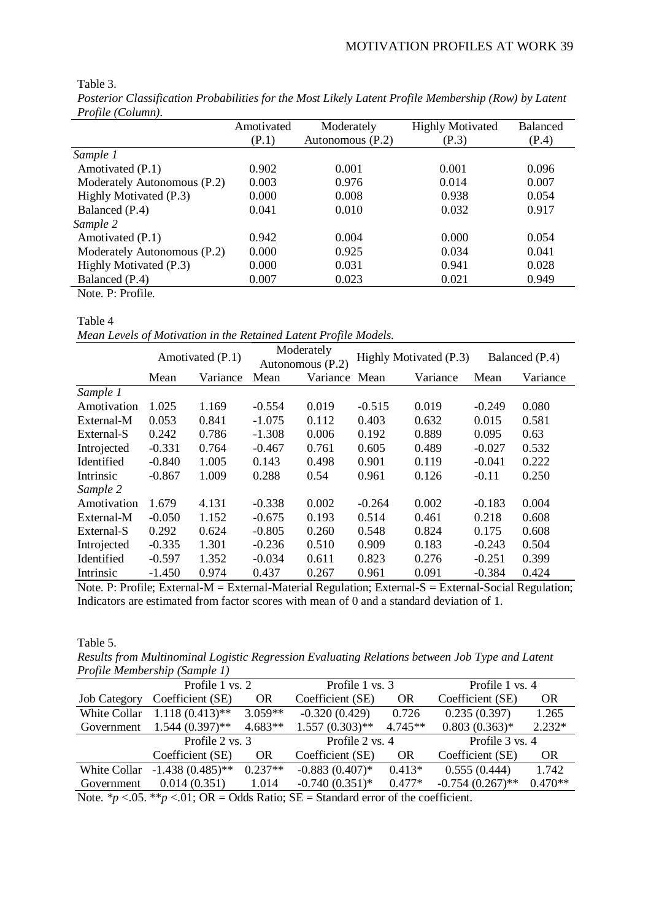Table 3.

*Posterior Classification Probabilities for the Most Likely Latent Profile Membership (Row) by Latent Profile (Column).*

| | Amotivated (P.1) | Moderately Autonomous (P.2) | Highly Motivated (P.3) | Balanced (P.4) |
|---|---|---|---|---|
| *Sample 1* | | | | |
| Amotivated (P.1) | 0.902 | 0.001 | 0.001 | 0.096 |
| Moderately Autonomous (P.2) | 0.003 | 0.976 | 0.014 | 0.007 |
| Highly Motivated (P.3) | 0.000 | 0.008 | 0.938 | 0.054 |
| Balanced (P.4) | 0.041 | 0.010 | 0.032 | 0.917 |
| *Sample 2* | | | | |
| Amotivated (P.1) | 0.942 | 0.004 | 0.000 | 0.054 |
| Moderately Autonomous (P.2) | 0.000 | 0.925 | 0.034 | 0.041 |
| Highly Motivated (P.3) | 0.000 | 0.031 | 0.941 | 0.028 |
| Balanced (P.4) | 0.007 | 0.023 | 0.021 | 0.949 |

Note. P: Profile.

Table 4

*Mean Levels of Motivation in the Retained Latent Profile Models.*

| | Amotivated (P.1) | | Moderately Autonomous (P.2) | | Highly Motivated (P.3) | | Balanced (P.4) | |
|---|---|---|---|---|---|---|---|---|
| | Mean | Variance | Mean | Variance | Mean | Variance | Mean | Variance |
| *Sample 1* | | | | | | | | |
| Amotivation | 1.025 | 1.169 | -0.554 | 0.019 | -0.515 | 0.019 | -0.249 | 0.080 |
| External-M | 0.053 | 0.841 | -1.075 | 0.112 | 0.403 | 0.632 | 0.015 | 0.581 |
| External-S | 0.242 | 0.786 | -1.308 | 0.006 | 0.192 | 0.889 | 0.095 | 0.63 |
| Introjected | -0.331 | 0.764 | -0.467 | 0.761 | 0.605 | 0.489 | -0.027 | 0.532 |
| Identified | -0.840 | 1.005 | 0.143 | 0.498 | 0.901 | 0.119 | -0.041 | 0.222 |
| Intrinsic | -0.867 | 1.009 | 0.288 | 0.54 | 0.961 | 0.126 | -0.11 | 0.250 |
| *Sample 2* | | | | | | | | |
| Amotivation | 1.679 | 4.131 | -0.338 | 0.002 | -0.264 | 0.002 | -0.183 | 0.004 |
| External-M | -0.050 | 1.152 | -0.675 | 0.193 | 0.514 | 0.461 | 0.218 | 0.608 |
| External-S | 0.292 | 0.624 | -0.805 | 0.260 | 0.548 | 0.824 | 0.175 | 0.608 |
| Introjected | -0.335 | 1.301 | -0.236 | 0.510 | 0.909 | 0.183 | -0.243 | 0.504 |
| Identified | -0.597 | 1.352 | -0.034 | 0.611 | 0.823 | 0.276 | -0.251 | 0.399 |
| Intrinsic | -1.450 | 0.974 | 0.437 | 0.267 | 0.961 | 0.091 | -0.384 | 0.424 |

Note. P: Profile; External-M = External-Material Regulation; External-S = External-Social Regulation; Indicators are estimated from factor scores with mean of 0 and a standard deviation of 1.

Table 5.

*Results from Multinominal Logistic Regression Evaluating Relations between Job Type and Latent Profile Membership (Sample 1)*

| | Profile 1 vs. 2 | | Profile 1 vs. 3 | | Profile 1 vs. 4 | |
|---|---|---|---|---|---|---|
| Job Category | Coefficient (SE) | OR | Coefficient (SE) | OR | Coefficient (SE) | OR |
| White Collar | 1.118 (0.413)** | 3.059** | -0.320 (0.429) | 0.726 | 0.235 (0.397) | 1.265 |
| Government | 1.544 (0.397)** | 4.683** | 1.557 (0.303)** | 4.745** | 0.803 (0.363)* | 2.232* |
| | Profile 2 vs. 3 | | Profile 2 vs. 4 | | Profile 3 vs. 4 | |
| | Coefficient (SE) | OR | Coefficient (SE) | OR | Coefficient (SE) | OR |
| White Collar | -1.438 (0.485)** | 0.237** | -0.883 (0.407)* | 0.413* | 0.555 (0.444) | 1.742 |
| Government | 0.014 (0.351) | 1.014 | -0.740 (0.351)* | 0.477* | -0.754 (0.267)** | 0.470** |

Note. \**p* <.05. \*\**p* <.01; OR = Odds Ratio; SE = Standard error of the coefficient.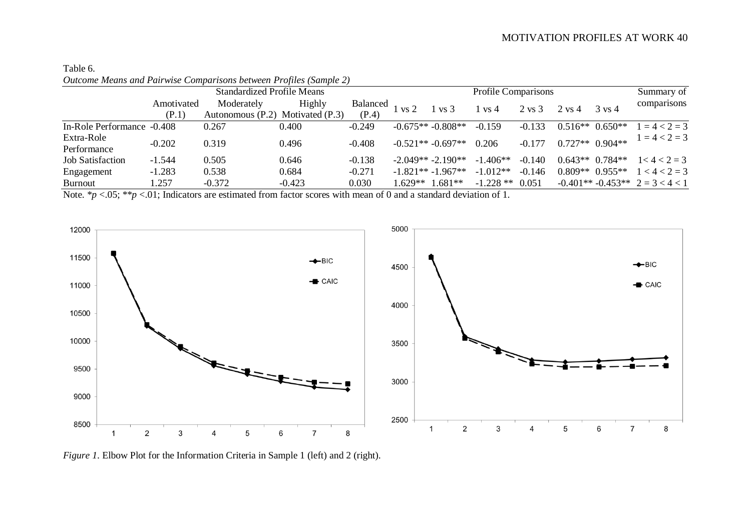Table 6.
*Outcome Means and Pairwise Comparisons between Profiles (Sample 2)*

| | Standardized Profile Means | | | | Profile Comparisons | | | | | | Summary of comparisons |
|---|---|---|---|---|---|---|---|---|---|---|---|
| | Amotivated (P.1) | Moderately Autonomous (P.2) | Highly Motivated (P.3) | Balanced (P.4) | 1 vs 2 | 1 vs 3 | 1 vs 4 | 2 vs 3 | 2 vs 4 | 3 vs 4 | |
| In-Role Performance | -0.408 | 0.267 | 0.400 | -0.249 | -0.675** | -0.808** | -0.159 | -0.133 | 0.516** | 0.650** | 1 = 4 < 2 = 3 |
| Extra-Role Performance | -0.202 | 0.319 | 0.496 | -0.408 | -0.521** | -0.697** | 0.206 | -0.177 | 0.727** | 0.904** | 1 = 4 < 2 = 3 |
| Job Satisfaction | -1.544 | 0.505 | 0.646 | -0.138 | -2.049** | -2.190** | -1.406** | -0.140 | 0.643** | 0.784** | 1< 4 < 2 = 3 |
| Engagement | -1.283 | 0.538 | 0.684 | -0.271 | -1.821** | -1.967** | -1.012** | -0.146 | 0.809** | 0.955** | 1 < 4 < 2 = 3 |
| Burnout | 1.257 | -0.372 | -0.423 | 0.030 | 1.629** | 1.681** | -1.228 ** | 0.051 | -0.401** | -0.453** | 2 = 3 < 4 < 1 |

Note. \*$p$ <.05; \*\*$p$ <.01; Indicators are estimated from factor scores with mean of 0 and a standard deviation of 1.

*Figure 1*. Elbow Plot for the Information Criteria in Sample 1 (left) and 2 (right).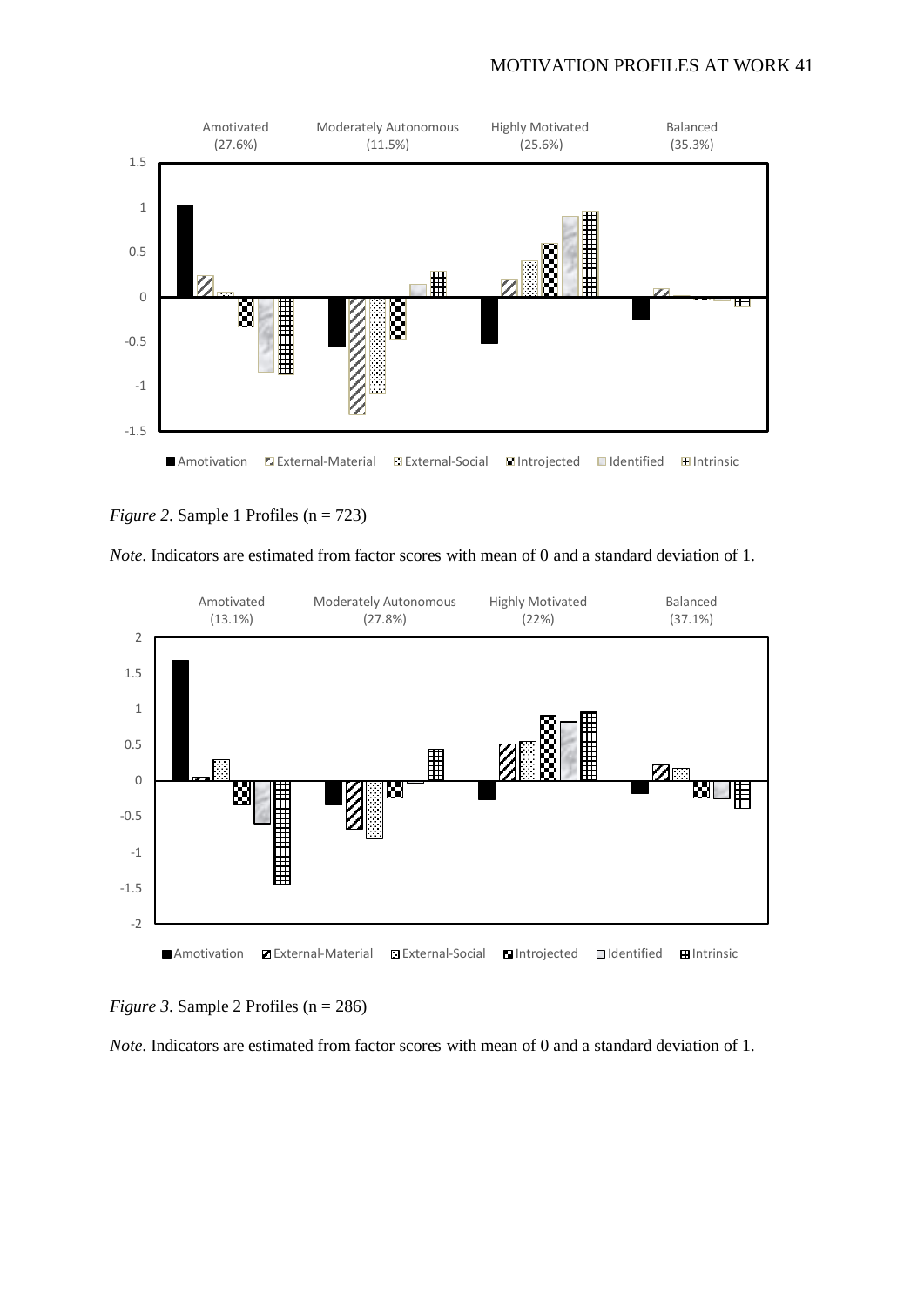*Figure 2*. Sample 1 Profiles (n = 723)

*Note*. Indicators are estimated from factor scores with mean of 0 and a standard deviation of 1.

*Figure 3*. Sample 2 Profiles (n = 286)

*Note*. Indicators are estimated from factor scores with mean of 0 and a standard deviation of 1.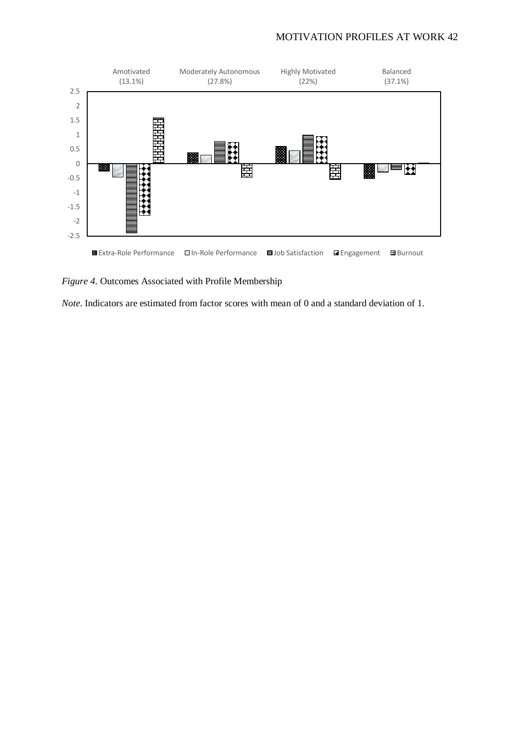Amotivated (13.1%)

Moderately Autonomous (27.8%)

Highly Motivated (22%)

Balanced (37.1%)

2.5
2
1.5
1
0.5
0
-0.5
-1
-1.5
-2
-2.5

Extra-Role Performance  In-Role Performance  Job Satisfaction  Engagement  Burnout

*Figure 4*. Outcomes Associated with Profile Membership

*Note*. Indicators are estimated from factor scores with mean of 0 and a standard deviation of 1.